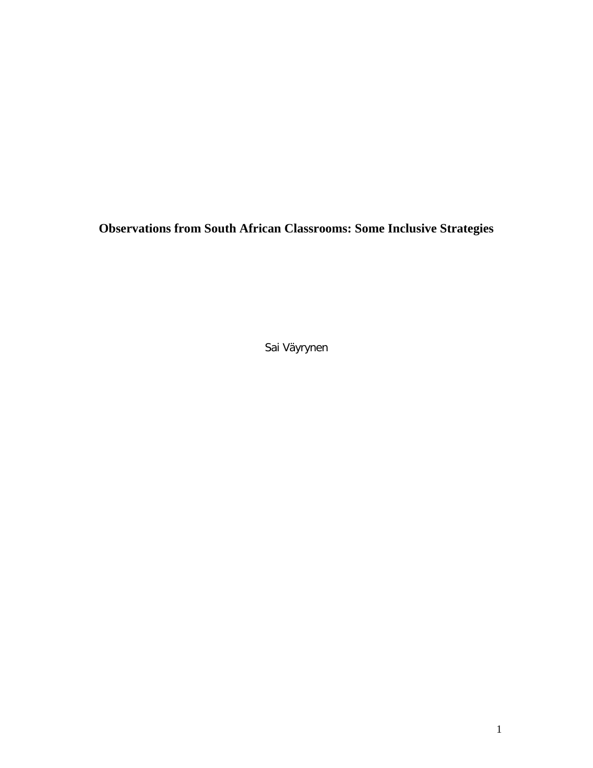# Observations from South African Classrooms: Some Inclusive Strategies

Sai Väyrynen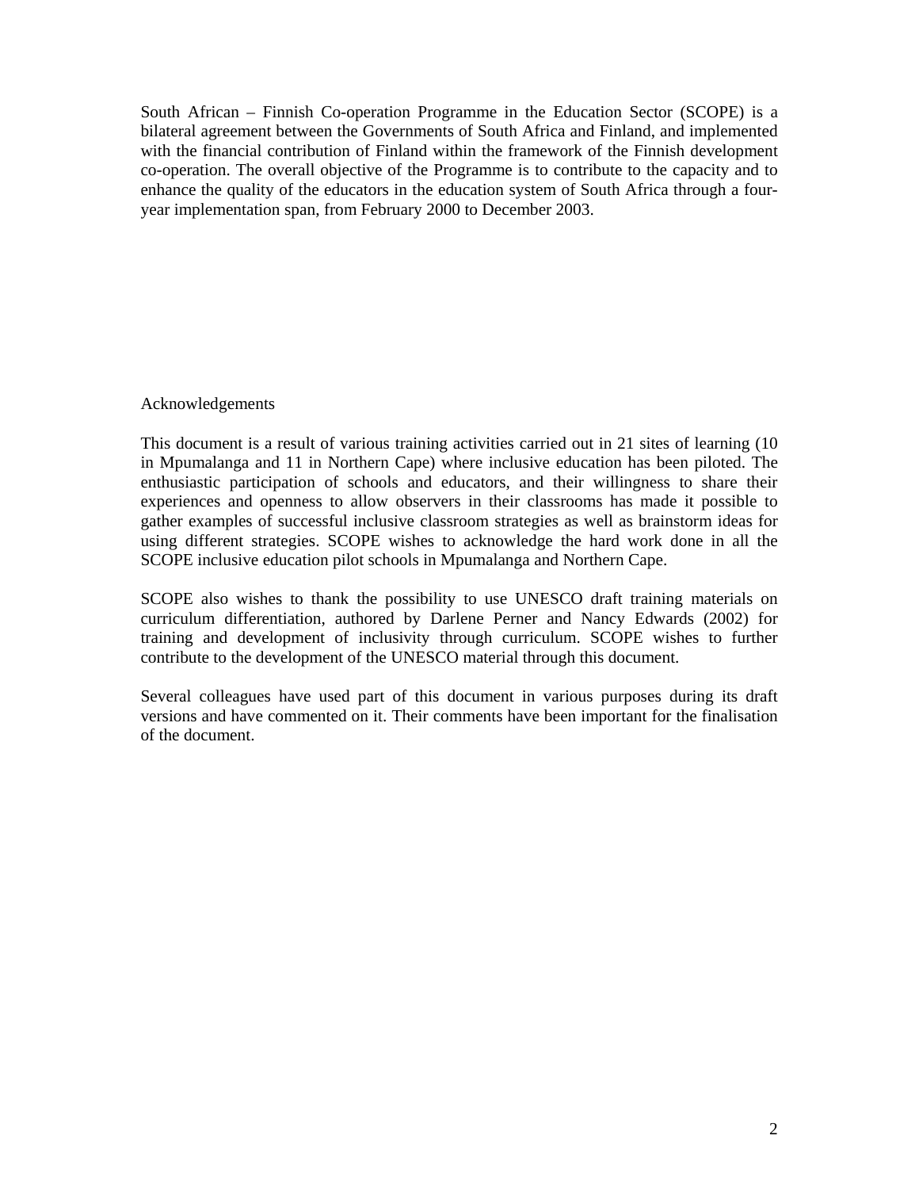South African – Finnish Co-operation Programme in the Education Sector (SCOPE) is a bilateral agreement between the Governments of South Africa and Finland, and implemented with the financial contribution of Finland within the framework of the Finnish development co-operation. The overall objective of the Programme is to contribute to the capacity and to enhance the quality of the educators in the education system of South Africa through a four-year implementation span, from February 2000 to December 2003.

## Acknowledgements

This document is a result of various training activities carried out in 21 sites of learning (10 in Mpumalanga and 11 in Northern Cape) where inclusive education has been piloted. The enthusiastic participation of schools and educators, and their willingness to share their experiences and openness to allow observers in their classrooms has made it possible to gather examples of successful inclusive classroom strategies as well as brainstorm ideas for using different strategies. SCOPE wishes to acknowledge the hard work done in all the SCOPE inclusive education pilot schools in Mpumalanga and Northern Cape.

SCOPE also wishes to thank the possibility to use UNESCO draft training materials on curriculum differentiation, authored by Darlene Perner and Nancy Edwards (2002) for training and development of inclusivity through curriculum. SCOPE wishes to further contribute to the development of the UNESCO material through this document.

Several colleagues have used part of this document in various purposes during its draft versions and have commented on it. Their comments have been important for the finalisation of the document.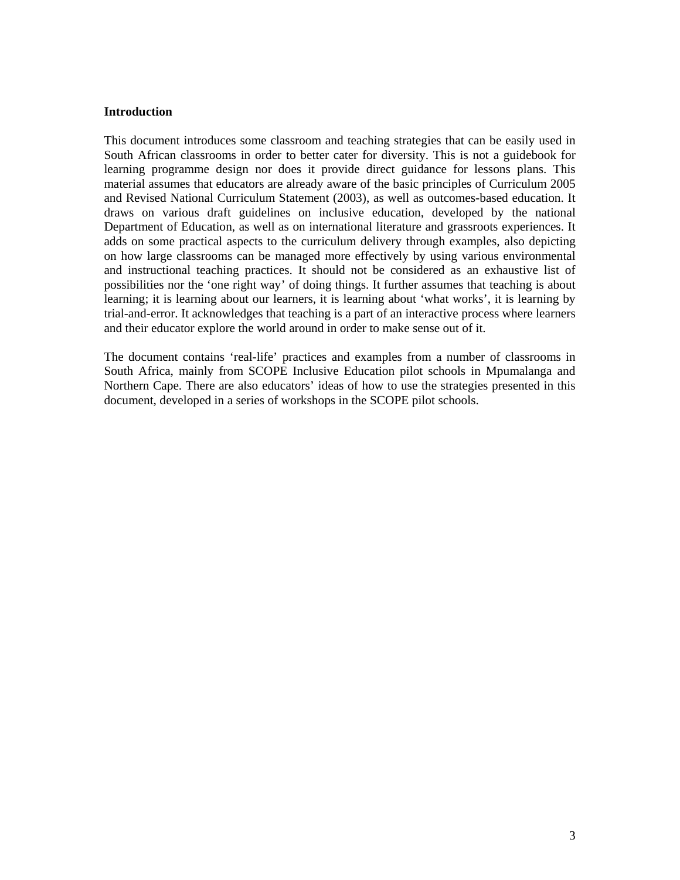**Introduction**

This document introduces some classroom and teaching strategies that can be easily used in South African classrooms in order to better cater for diversity. This is not a guidebook for learning programme design nor does it provide direct guidance for lessons plans. This material assumes that educators are already aware of the basic principles of Curriculum 2005 and Revised National Curriculum Statement (2003), as well as outcomes-based education. It draws on various draft guidelines on inclusive education, developed by the national Department of Education, as well as on international literature and grassroots experiences. It adds on some practical aspects to the curriculum delivery through examples, also depicting on how large classrooms can be managed more effectively by using various environmental and instructional teaching practices. It should not be considered as an exhaustive list of possibilities nor the 'one right way' of doing things. It further assumes that teaching is about learning; it is learning about our learners, it is learning about 'what works', it is learning by trial-and-error. It acknowledges that teaching is a part of an interactive process where learners and their educator explore the world around in order to make sense out of it.

The document contains 'real-life' practices and examples from a number of classrooms in South Africa, mainly from SCOPE Inclusive Education pilot schools in Mpumalanga and Northern Cape. There are also educators' ideas of how to use the strategies presented in this document, developed in a series of workshops in the SCOPE pilot schools.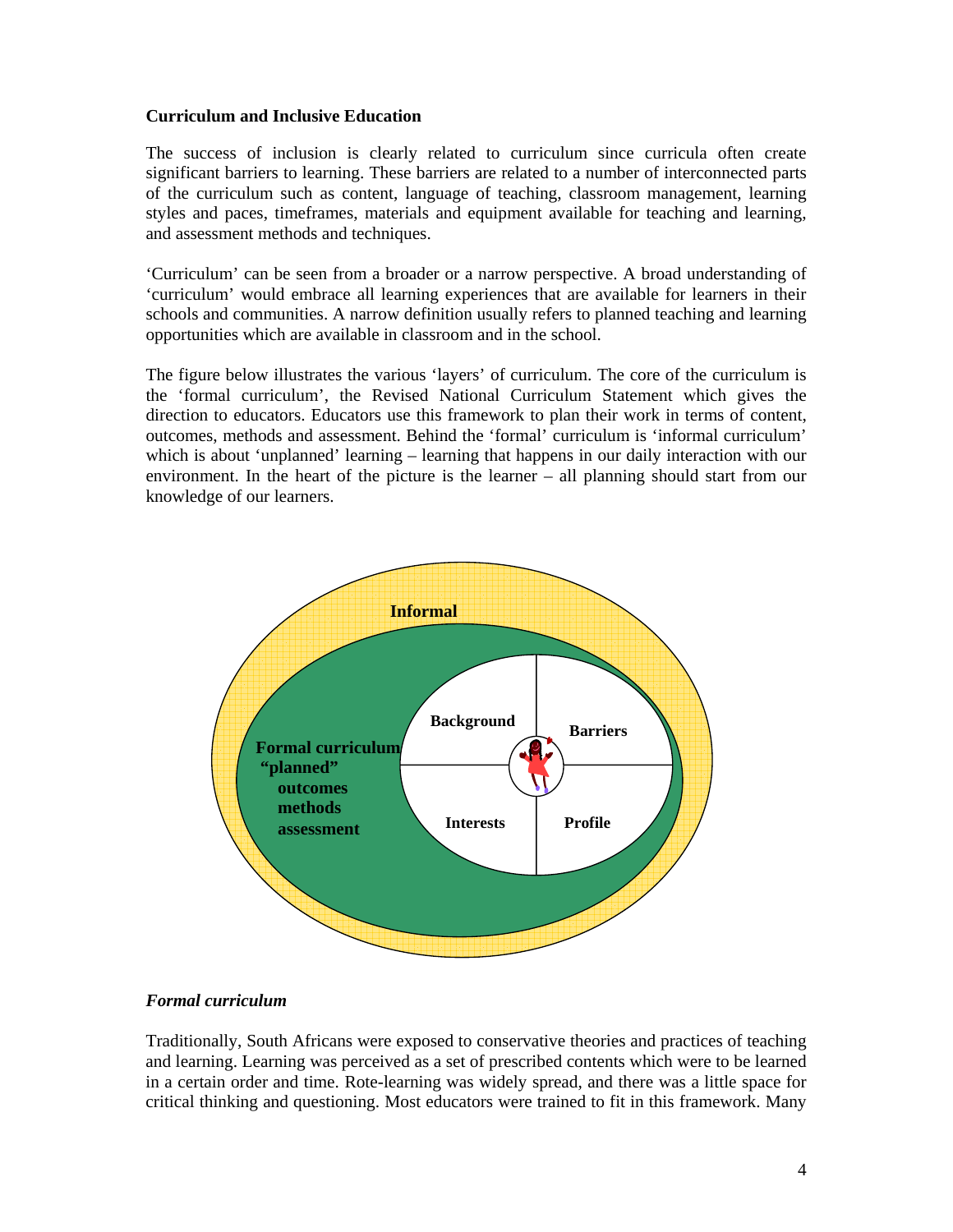**Curriculum and Inclusive Education**

The success of inclusion is clearly related to curriculum since curricula often create significant barriers to learning. These barriers are related to a number of interconnected parts of the curriculum such as content, language of teaching, classroom management, learning styles and paces, timeframes, materials and equipment available for teaching and learning, and assessment methods and techniques.

'Curriculum' can be seen from a broader or a narrow perspective. A broad understanding of 'curriculum' would embrace all learning experiences that are available for learners in their schools and communities. A narrow definition usually refers to planned teaching and learning opportunities which are available in classroom and in the school.

The figure below illustrates the various 'layers' of curriculum. The core of the curriculum is the 'formal curriculum', the Revised National Curriculum Statement which gives the direction to educators. Educators use this framework to plan their work in terms of content, outcomes, methods and assessment. Behind the 'formal' curriculum is 'informal curriculum' which is about 'unplanned' learning – learning that happens in our daily interaction with our environment. In the heart of the picture is the learner – all planning should start from our knowledge of our learners.

**Informal**

**Formal curriculum**
**"planned"**
**outcomes**
**methods**
**assessment**

**Background** | **Barriers** | **Interests** | **Profile**

***Formal curriculum***

Traditionally, South Africans were exposed to conservative theories and practices of teaching and learning. Learning was perceived as a set of prescribed contents which were to be learned in a certain order and time. Rote-learning was widely spread, and there was a little space for critical thinking and questioning. Most educators were trained to fit in this framework. Many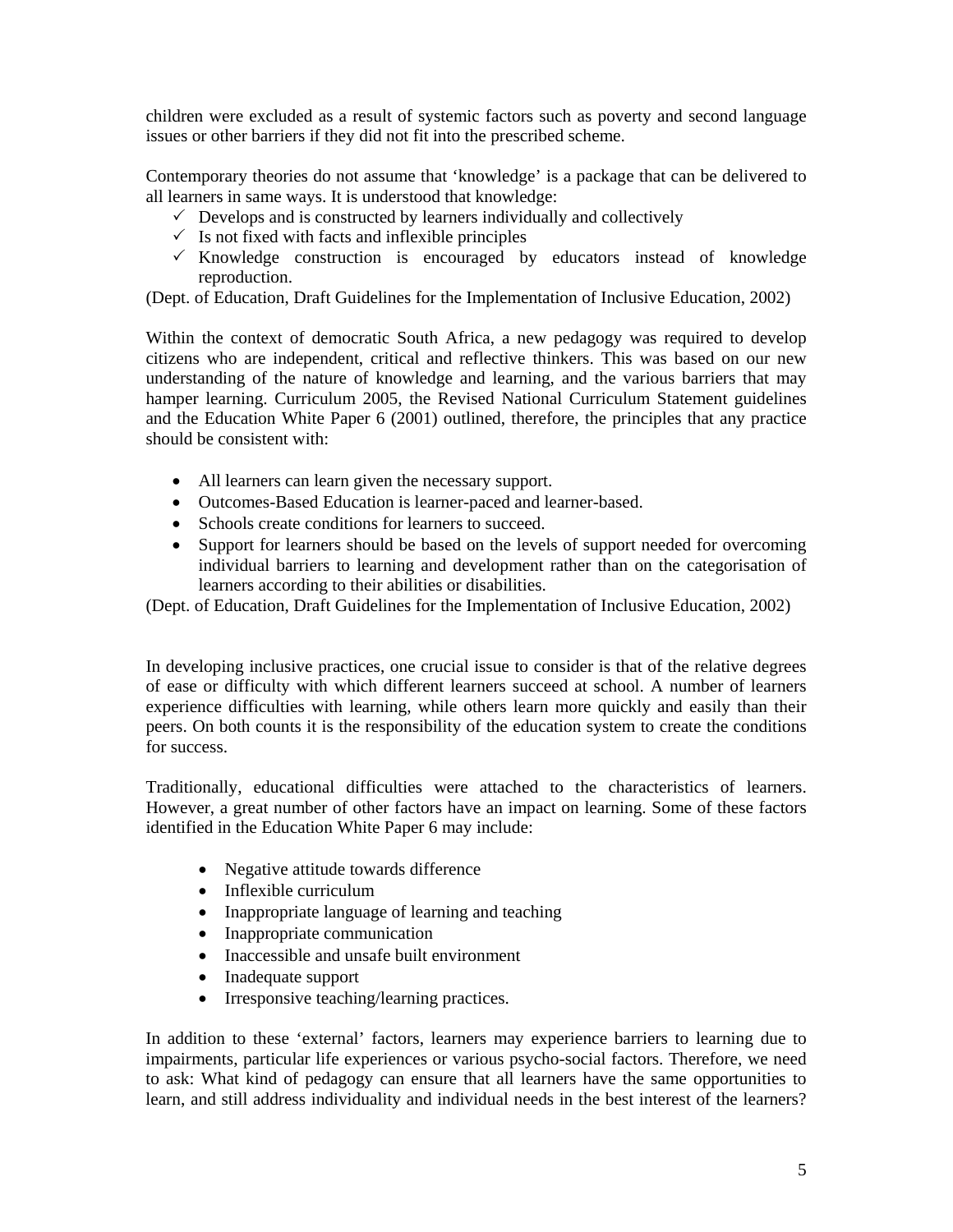children were excluded as a result of systemic factors such as poverty and second language issues or other barriers if they did not fit into the prescribed scheme.

Contemporary theories do not assume that 'knowledge' is a package that can be delivered to all learners in same ways. It is understood that knowledge:

- ✓ Develops and is constructed by learners individually and collectively
- ✓ Is not fixed with facts and inflexible principles
- ✓ Knowledge construction is encouraged by educators instead of knowledge reproduction.

(Dept. of Education, Draft Guidelines for the Implementation of Inclusive Education, 2002)

Within the context of democratic South Africa, a new pedagogy was required to develop citizens who are independent, critical and reflective thinkers. This was based on our new understanding of the nature of knowledge and learning, and the various barriers that may hamper learning. Curriculum 2005, the Revised National Curriculum Statement guidelines and the Education White Paper 6 (2001) outlined, therefore, the principles that any practice should be consistent with:

- All learners can learn given the necessary support.
- Outcomes-Based Education is learner-paced and learner-based.
- Schools create conditions for learners to succeed.
- Support for learners should be based on the levels of support needed for overcoming individual barriers to learning and development rather than on the categorisation of learners according to their abilities or disabilities.

(Dept. of Education, Draft Guidelines for the Implementation of Inclusive Education, 2002)

In developing inclusive practices, one crucial issue to consider is that of the relative degrees of ease or difficulty with which different learners succeed at school. A number of learners experience difficulties with learning, while others learn more quickly and easily than their peers. On both counts it is the responsibility of the education system to create the conditions for success.

Traditionally, educational difficulties were attached to the characteristics of learners. However, a great number of other factors have an impact on learning. Some of these factors identified in the Education White Paper 6 may include:

- Negative attitude towards difference
- Inflexible curriculum
- Inappropriate language of learning and teaching
- Inappropriate communication
- Inaccessible and unsafe built environment
- Inadequate support
- Irresponsive teaching/learning practices.

In addition to these 'external' factors, learners may experience barriers to learning due to impairments, particular life experiences or various psycho-social factors. Therefore, we need to ask: What kind of pedagogy can ensure that all learners have the same opportunities to learn, and still address individuality and individual needs in the best interest of the learners?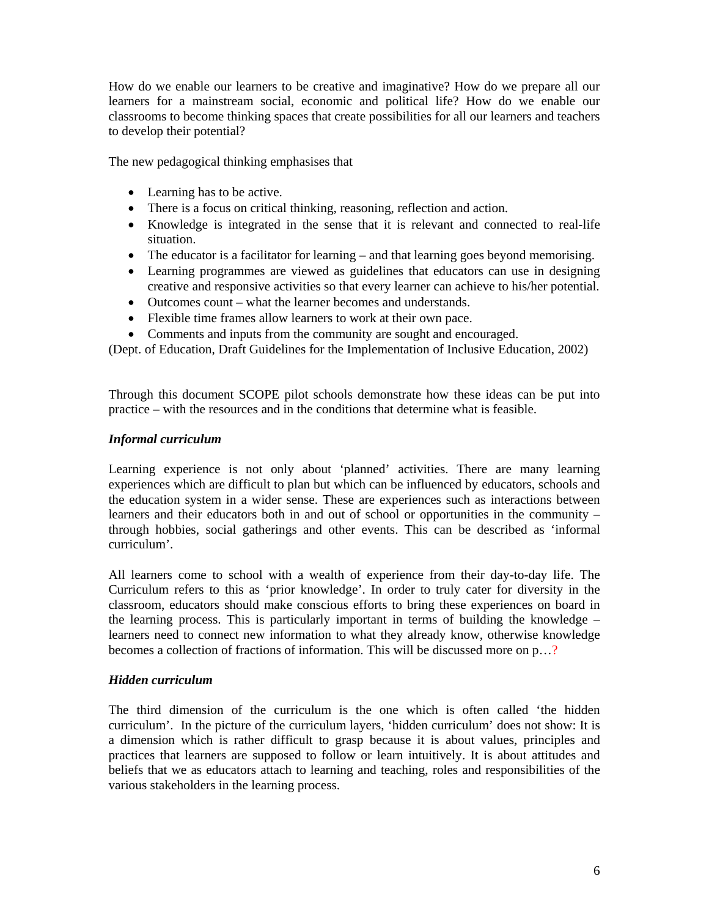How do we enable our learners to be creative and imaginative? How do we prepare all our learners for a mainstream social, economic and political life? How do we enable our classrooms to become thinking spaces that create possibilities for all our learners and teachers to develop their potential?

The new pedagogical thinking emphasises that

- Learning has to be active.
- There is a focus on critical thinking, reasoning, reflection and action.
- Knowledge is integrated in the sense that it is relevant and connected to real-life situation.
- The educator is a facilitator for learning – and that learning goes beyond memorising.
- Learning programmes are viewed as guidelines that educators can use in designing creative and responsive activities so that every learner can achieve to his/her potential.
- Outcomes count – what the learner becomes and understands.
- Flexible time frames allow learners to work at their own pace.
- Comments and inputs from the community are sought and encouraged.

(Dept. of Education, Draft Guidelines for the Implementation of Inclusive Education, 2002)

Through this document SCOPE pilot schools demonstrate how these ideas can be put into practice – with the resources and in the conditions that determine what is feasible.

***Informal curriculum***

Learning experience is not only about 'planned' activities. There are many learning experiences which are difficult to plan but which can be influenced by educators, schools and the education system in a wider sense. These are experiences such as interactions between learners and their educators both in and out of school or opportunities in the community – through hobbies, social gatherings and other events. This can be described as 'informal curriculum'.

All learners come to school with a wealth of experience from their day-to-day life. The Curriculum refers to this as 'prior knowledge'. In order to truly cater for diversity in the classroom, educators should make conscious efforts to bring these experiences on board in the learning process. This is particularly important in terms of building the knowledge – learners need to connect new information to what they already know, otherwise knowledge becomes a collection of fractions of information. This will be discussed more on p…?

***Hidden curriculum***

The third dimension of the curriculum is the one which is often called 'the hidden curriculum'. In the picture of the curriculum layers, 'hidden curriculum' does not show: It is a dimension which is rather difficult to grasp because it is about values, principles and practices that learners are supposed to follow or learn intuitively. It is about attitudes and beliefs that we as educators attach to learning and teaching, roles and responsibilities of the various stakeholders in the learning process.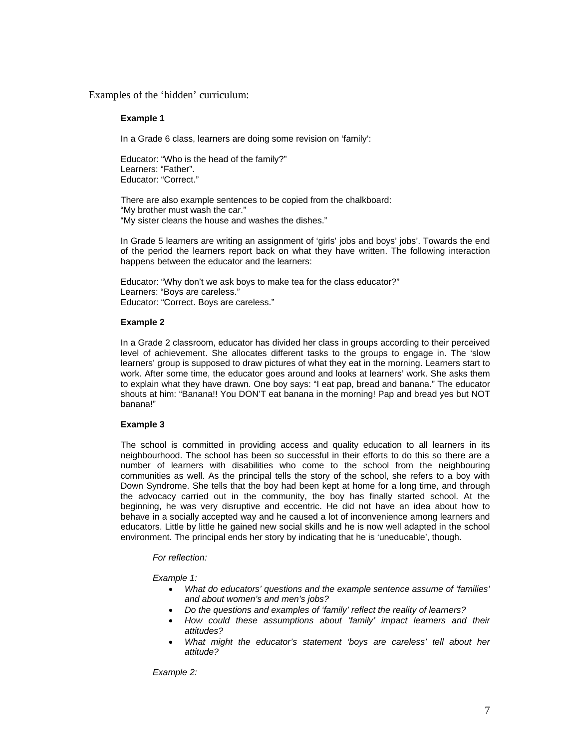Examples of the 'hidden' curriculum:

**Example 1**

In a Grade 6 class, learners are doing some revision on 'family':

Educator: "Who is the head of the family?"
Learners: "Father".
Educator: "Correct."

There are also example sentences to be copied from the chalkboard:
"My brother must wash the car."
"My sister cleans the house and washes the dishes."

In Grade 5 learners are writing an assignment of 'girls' jobs and boys' jobs'. Towards the end of the period the learners report back on what they have written. The following interaction happens between the educator and the learners:

Educator: "Why don't we ask boys to make tea for the class educator?"
Learners: "Boys are careless."
Educator: "Correct. Boys are careless."

**Example 2**

In a Grade 2 classroom, educator has divided her class in groups according to their perceived level of achievement. She allocates different tasks to the groups to engage in. The 'slow learners' group is supposed to draw pictures of what they eat in the morning. Learners start to work. After some time, the educator goes around and looks at learners' work. She asks them to explain what they have drawn. One boy says: "I eat pap, bread and banana." The educator shouts at him: "Banana!! You DON'T eat banana in the morning! Pap and bread yes but NOT banana!"

**Example 3**

The school is committed in providing access and quality education to all learners in its neighbourhood. The school has been so successful in their efforts to do this so there are a number of learners with disabilities who come to the school from the neighbouring communities as well. As the principal tells the story of the school, she refers to a boy with Down Syndrome. She tells that the boy had been kept at home for a long time, and through the advocacy carried out in the community, the boy has finally started school. At the beginning, he was very disruptive and eccentric. He did not have an idea about how to behave in a socially accepted way and he caused a lot of inconvenience among learners and educators. Little by little he gained new social skills and he is now well adapted in the school environment. The principal ends her story by indicating that he is 'uneducable', though.

*For reflection:*

*Example 1:*

- *What do educators' questions and the example sentence assume of 'families' and about women's and men's jobs?*
- *Do the questions and examples of 'family' reflect the reality of learners?*
- *How could these assumptions about 'family' impact learners and their attitudes?*
- *What might the educator's statement 'boys are careless' tell about her attitude?*

*Example 2:*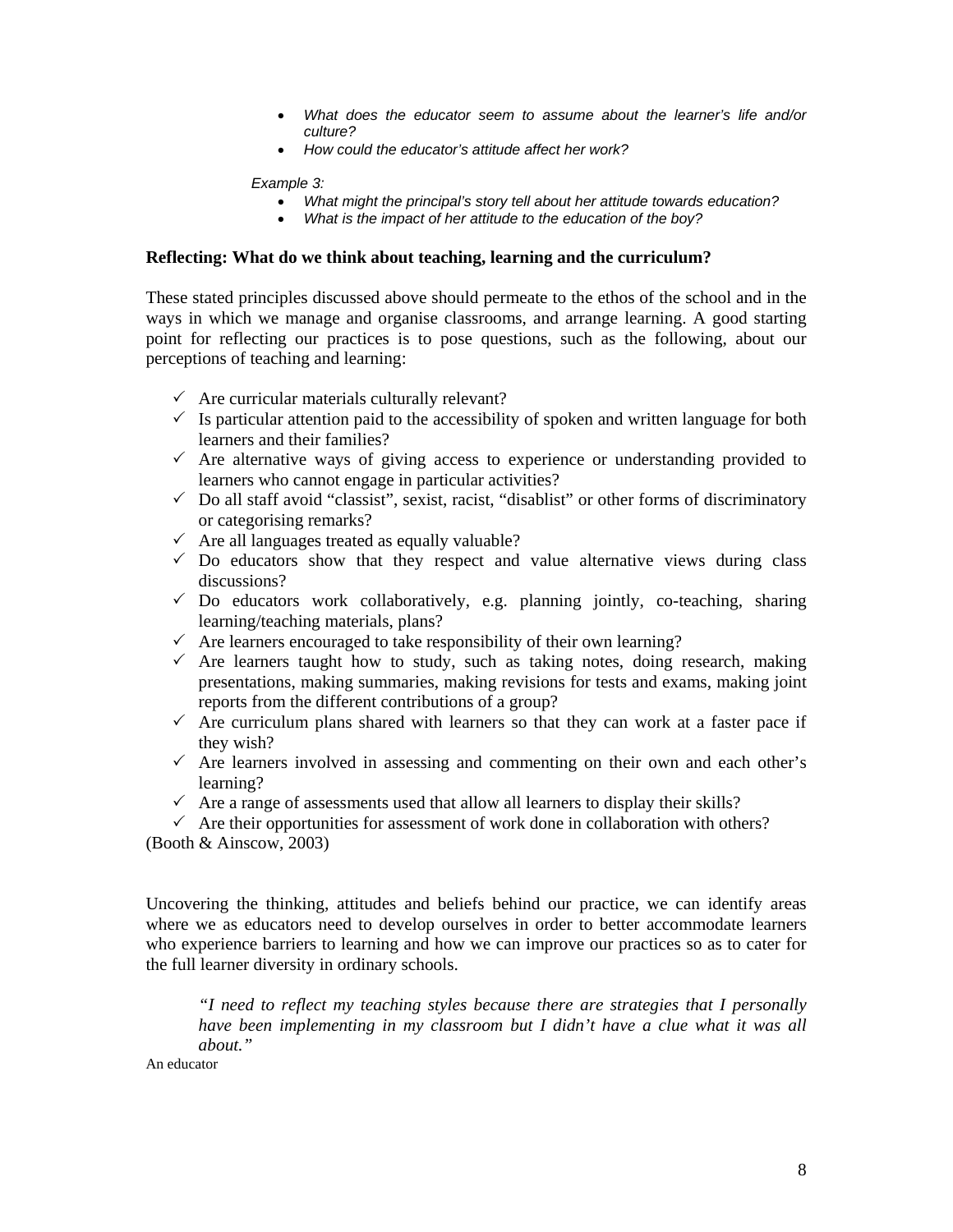- *What does the educator seem to assume about the learner's life and/or culture?*
- *How could the educator's attitude affect her work?*

*Example 3:*

- *What might the principal's story tell about her attitude towards education?*
- *What is the impact of her attitude to the education of the boy?*

**Reflecting: What do we think about teaching, learning and the curriculum?**

These stated principles discussed above should permeate to the ethos of the school and in the ways in which we manage and organise classrooms, and arrange learning. A good starting point for reflecting our practices is to pose questions, such as the following, about our perceptions of teaching and learning:

- ✓ Are curricular materials culturally relevant?
- ✓ Is particular attention paid to the accessibility of spoken and written language for both learners and their families?
- ✓ Are alternative ways of giving access to experience or understanding provided to learners who cannot engage in particular activities?
- ✓ Do all staff avoid "classist", sexist, racist, "disablist" or other forms of discriminatory or categorising remarks?
- ✓ Are all languages treated as equally valuable?
- ✓ Do educators show that they respect and value alternative views during class discussions?
- ✓ Do educators work collaboratively, e.g. planning jointly, co-teaching, sharing learning/teaching materials, plans?
- ✓ Are learners encouraged to take responsibility of their own learning?
- ✓ Are learners taught how to study, such as taking notes, doing research, making presentations, making summaries, making revisions for tests and exams, making joint reports from the different contributions of a group?
- ✓ Are curriculum plans shared with learners so that they can work at a faster pace if they wish?
- ✓ Are learners involved in assessing and commenting on their own and each other's learning?
- ✓ Are a range of assessments used that allow all learners to display their skills?
- ✓ Are their opportunities for assessment of work done in collaboration with others?

(Booth & Ainscow, 2003)

Uncovering the thinking, attitudes and beliefs behind our practice, we can identify areas where we as educators need to develop ourselves in order to better accommodate learners who experience barriers to learning and how we can improve our practices so as to cater for the full learner diversity in ordinary schools.

> *"I need to reflect my teaching styles because there are strategies that I personally have been implementing in my classroom but I didn't have a clue what it was all about."*

An educator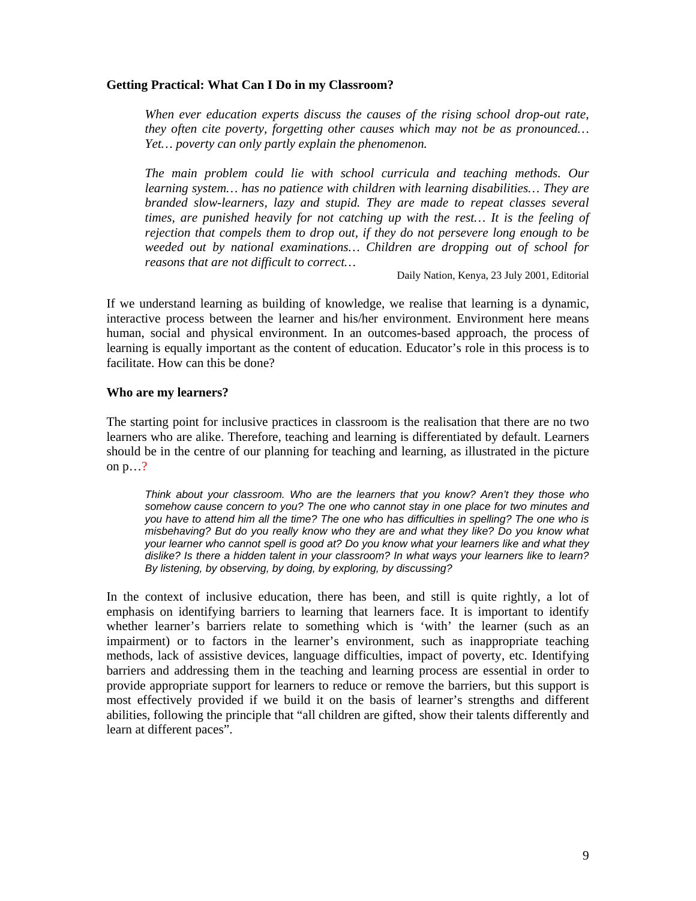**Getting Practical: What Can I Do in my Classroom?**

> *When ever education experts discuss the causes of the rising school drop-out rate, they often cite poverty, forgetting other causes which may not be as pronounced… Yet… poverty can only partly explain the phenomenon.*
>
> *The main problem could lie with school curricula and teaching methods. Our learning system… has no patience with children with learning disabilities… They are branded slow-learners, lazy and stupid. They are made to repeat classes several times, are punished heavily for not catching up with the rest… It is the feeling of rejection that compels them to drop out, if they do not persevere long enough to be weeded out by national examinations… Children are dropping out of school for reasons that are not difficult to correct…*
>
> Daily Nation, Kenya, 23 July 2001, Editorial

If we understand learning as building of knowledge, we realise that learning is a dynamic, interactive process between the learner and his/her environment. Environment here means human, social and physical environment. In an outcomes-based approach, the process of learning is equally important as the content of education. Educator's role in this process is to facilitate. How can this be done?

**Who are my learners?**

The starting point for inclusive practices in classroom is the realisation that there are no two learners who are alike. Therefore, teaching and learning is differentiated by default. Learners should be in the centre of our planning for teaching and learning, as illustrated in the picture on p…?

> *Think about your classroom. Who are the learners that you know? Aren't they those who somehow cause concern to you? The one who cannot stay in one place for two minutes and you have to attend him all the time? The one who has difficulties in spelling? The one who is misbehaving? But do you really know who they are and what they like? Do you know what your learner who cannot spell is good at? Do you know what your learners like and what they dislike? Is there a hidden talent in your classroom? In what ways your learners like to learn? By listening, by observing, by doing, by exploring, by discussing?*

In the context of inclusive education, there has been, and still is quite rightly, a lot of emphasis on identifying barriers to learning that learners face. It is important to identify whether learner's barriers relate to something which is 'with' the learner (such as an impairment) or to factors in the learner's environment, such as inappropriate teaching methods, lack of assistive devices, language difficulties, impact of poverty, etc. Identifying barriers and addressing them in the teaching and learning process are essential in order to provide appropriate support for learners to reduce or remove the barriers, but this support is most effectively provided if we build it on the basis of learner's strengths and different abilities, following the principle that "all children are gifted, show their talents differently and learn at different paces".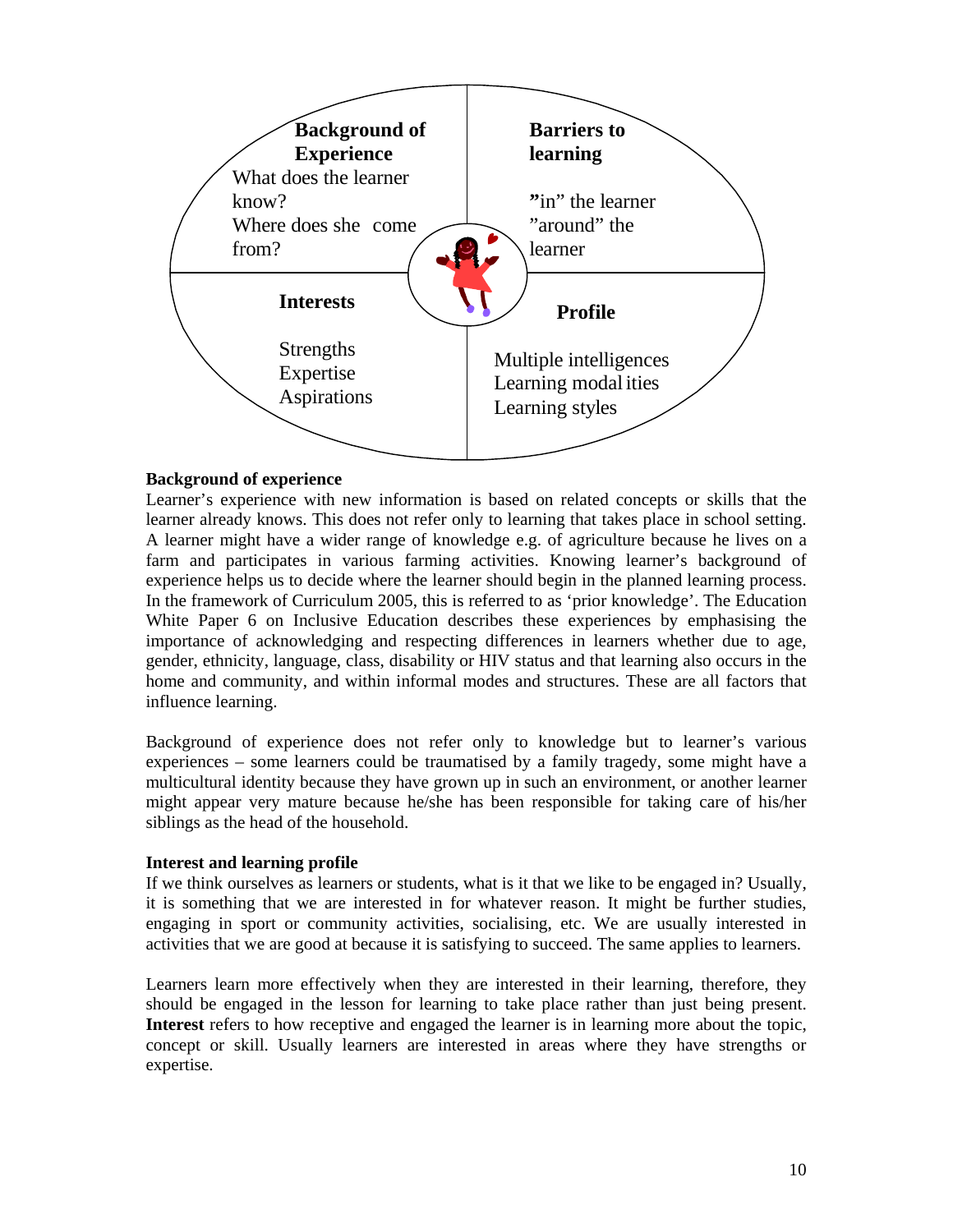**Background of Experience**
What does the learner know?
Where does she come from?

**Barriers to learning**
"in" the learner
"around" the learner

**Interests**
Strengths
Expertise
Aspirations

**Profile**
Multiple intelligences
Learning modalities
Learning styles

**Background of experience**

Learner's experience with new information is based on related concepts or skills that the learner already knows. This does not refer only to learning that takes place in school setting. A learner might have a wider range of knowledge e.g. of agriculture because he lives on a farm and participates in various farming activities. Knowing learner's background of experience helps us to decide where the learner should begin in the planned learning process. In the framework of Curriculum 2005, this is referred to as 'prior knowledge'. The Education White Paper 6 on Inclusive Education describes these experiences by emphasising the importance of acknowledging and respecting differences in learners whether due to age, gender, ethnicity, language, class, disability or HIV status and that learning also occurs in the home and community, and within informal modes and structures. These are all factors that influence learning.

Background of experience does not refer only to knowledge but to learner's various experiences – some learners could be traumatised by a family tragedy, some might have a multicultural identity because they have grown up in such an environment, or another learner might appear very mature because he/she has been responsible for taking care of his/her siblings as the head of the household.

**Interest and learning profile**

If we think ourselves as learners or students, what is it that we like to be engaged in? Usually, it is something that we are interested in for whatever reason. It might be further studies, engaging in sport or community activities, socialising, etc. We are usually interested in activities that we are good at because it is satisfying to succeed. The same applies to learners.

Learners learn more effectively when they are interested in their learning, therefore, they should be engaged in the lesson for learning to take place rather than just being present. **Interest** refers to how receptive and engaged the learner is in learning more about the topic, concept or skill. Usually learners are interested in areas where they have strengths or expertise.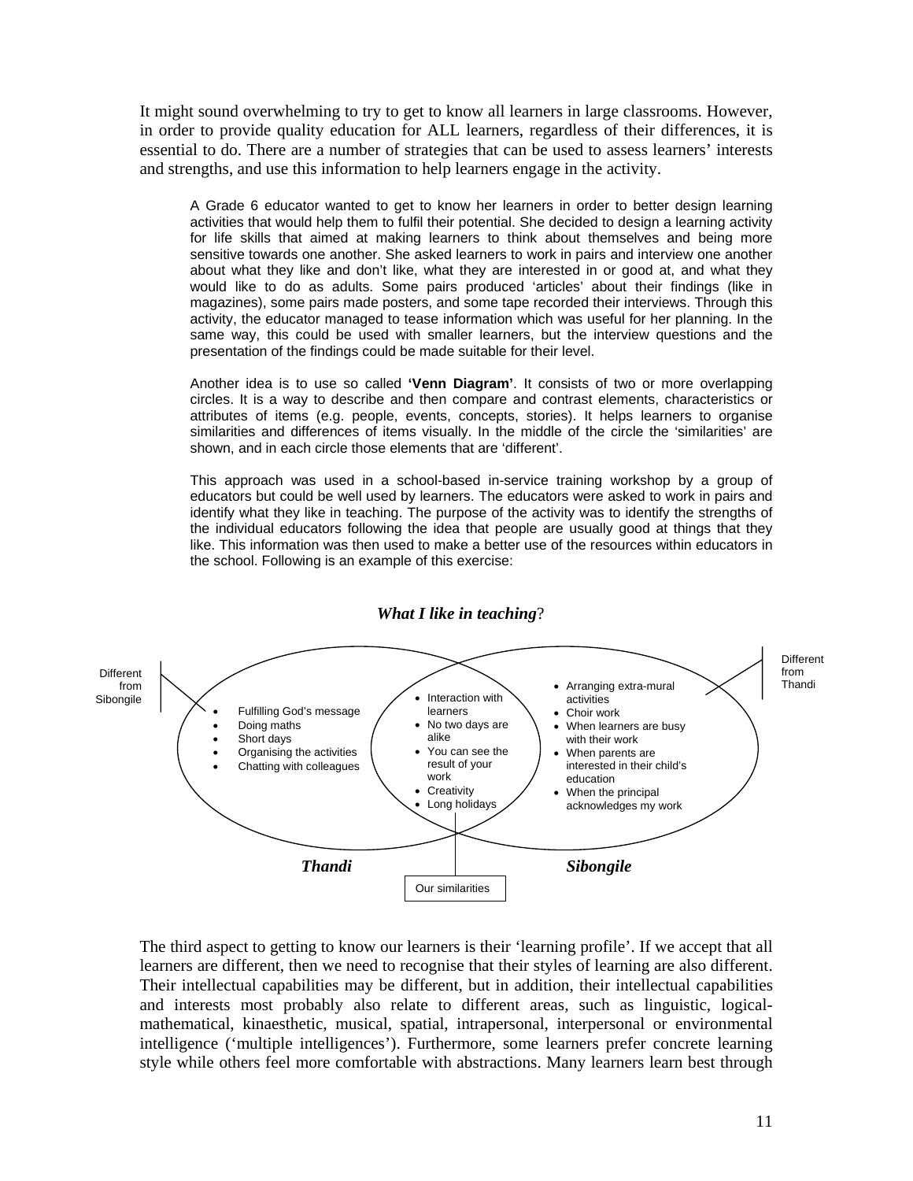It might sound overwhelming to try to get to know all learners in large classrooms. However, in order to provide quality education for ALL learners, regardless of their differences, it is essential to do. There are a number of strategies that can be used to assess learners' interests and strengths, and use this information to help learners engage in the activity.

> A Grade 6 educator wanted to get to know her learners in order to better design learning activities that would help them to fulfil their potential. She decided to design a learning activity for life skills that aimed at making learners to think about themselves and being more sensitive towards one another. She asked learners to work in pairs and interview one another about what they like and don't like, what they are interested in or good at, and what they would like to do as adults. Some pairs produced 'articles' about their findings (like in magazines), some pairs made posters, and some tape recorded their interviews. Through this activity, the educator managed to tease information which was useful for her planning. In the same way, this could be used with smaller learners, but the interview questions and the presentation of the findings could be made suitable for their level.
>
> Another idea is to use so called **'Venn Diagram'**. It consists of two or more overlapping circles. It is a way to describe and then compare and contrast elements, characteristics or attributes of items (e.g. people, events, concepts, stories). It helps learners to organise similarities and differences of items visually. In the middle of the circle the 'similarities' are shown, and in each circle those elements that are 'different'.
>
> This approach was used in a school-based in-service training workshop by a group of educators but could be well used by learners. The educators were asked to work in pairs and identify what they like in teaching. The purpose of the activity was to identify the strengths of the individual educators following the idea that people are usually good at things that they like. This information was then used to make a better use of the resources within educators in the school. Following is an example of this exercise:

***What I like in teaching*?**

| *Thandi* (Different from Sibongile) | Our similarities | *Sibongile* (Different from Thandi) |
| --- | --- | --- |
| • Fulfilling God's message<br>• Doing maths<br>• Short days<br>• Organising the activities<br>• Chatting with colleagues | • Interaction with learners<br>• No two days are alike<br>• You can see the result of your work<br>• Creativity<br>• Long holidays | • Arranging extra-mural activities<br>• Choir work<br>• When learners are busy with their work<br>• When parents are interested in their child's education<br>• When the principal acknowledges my work |

The third aspect to getting to know our learners is their 'learning profile'. If we accept that all learners are different, then we need to recognise that their styles of learning are also different. Their intellectual capabilities may be different, but in addition, their intellectual capabilities and interests most probably also relate to different areas, such as linguistic, logical-mathematical, kinaesthetic, musical, spatial, intrapersonal, interpersonal or environmental intelligence ('multiple intelligences'). Furthermore, some learners prefer concrete learning style while others feel more comfortable with abstractions. Many learners learn best through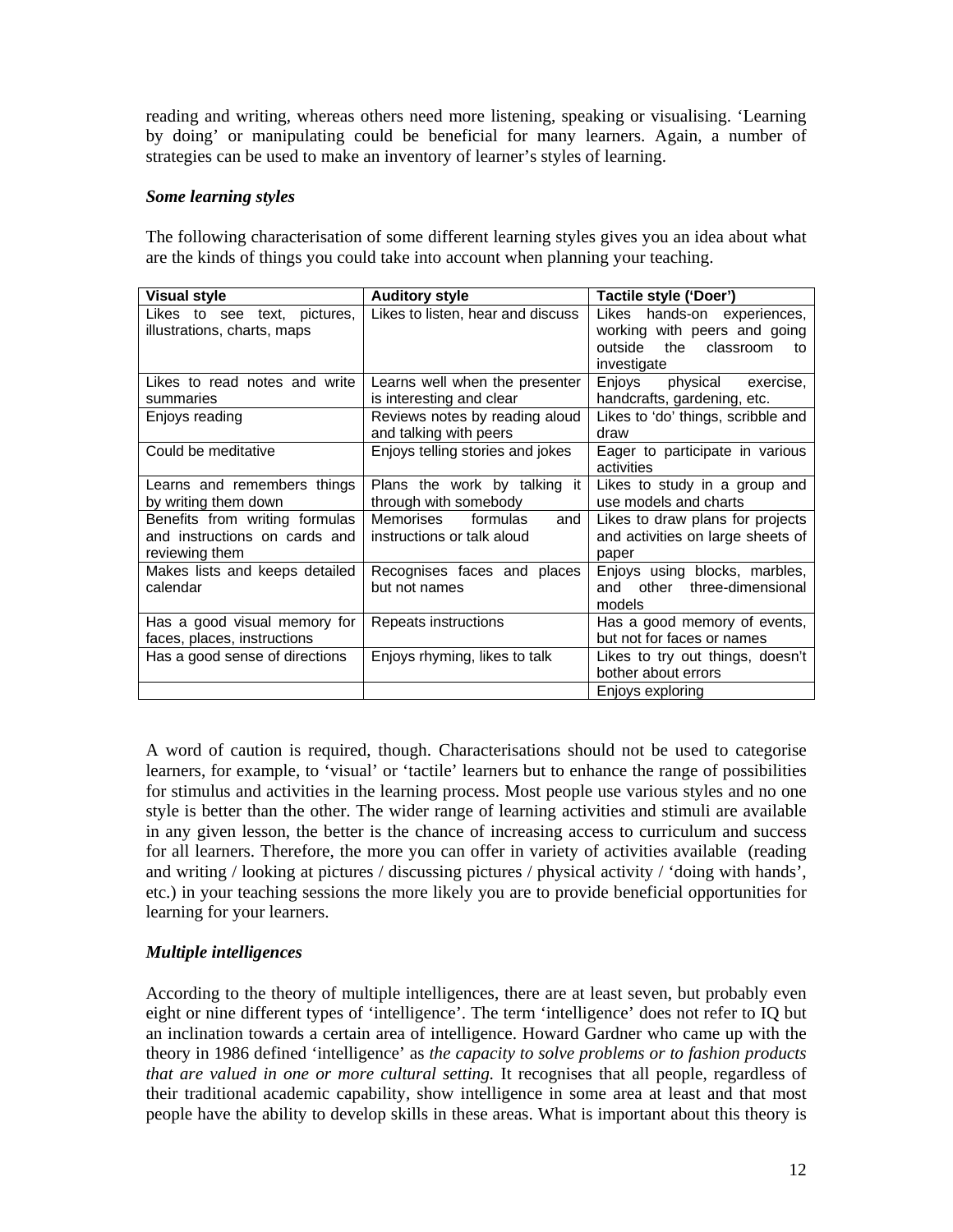reading and writing, whereas others need more listening, speaking or visualising. 'Learning by doing' or manipulating could be beneficial for many learners. Again, a number of strategies can be used to make an inventory of learner's styles of learning.

***Some learning styles***

The following characterisation of some different learning styles gives you an idea about what are the kinds of things you could take into account when planning your teaching.

| Visual style | Auditory style | Tactile style ('Doer') |
|---|---|---|
| Likes to see text, pictures, illustrations, charts, maps | Likes to listen, hear and discuss | Likes hands-on experiences, working with peers and going outside the classroom to investigate |
| Likes to read notes and write summaries | Learns well when the presenter is interesting and clear | Enjoys physical exercise, handcrafts, gardening, etc. |
| Enjoys reading | Reviews notes by reading aloud and talking with peers | Likes to 'do' things, scribble and draw |
| Could be meditative | Enjoys telling stories and jokes | Eager to participate in various activities |
| Learns and remembers things by writing them down | Plans the work by talking it through with somebody | Likes to study in a group and use models and charts |
| Benefits from writing formulas and instructions on cards and reviewing them | Memorises formulas and instructions or talk aloud | Likes to draw plans for projects and activities on large sheets of paper |
| Makes lists and keeps detailed calendar | Recognises faces and places but not names | Enjoys using blocks, marbles, and other three-dimensional models |
| Has a good visual memory for faces, places, instructions | Repeats instructions | Has a good memory of events, but not for faces or names |
| Has a good sense of directions | Enjoys rhyming, likes to talk | Likes to try out things, doesn't bother about errors |
| | | Enjoys exploring |

A word of caution is required, though. Characterisations should not be used to categorise learners, for example, to 'visual' or 'tactile' learners but to enhance the range of possibilities for stimulus and activities in the learning process. Most people use various styles and no one style is better than the other. The wider range of learning activities and stimuli are available in any given lesson, the better is the chance of increasing access to curriculum and success for all learners. Therefore, the more you can offer in variety of activities available (reading and writing / looking at pictures / discussing pictures / physical activity / 'doing with hands', etc.) in your teaching sessions the more likely you are to provide beneficial opportunities for learning for your learners.

***Multiple intelligences***

According to the theory of multiple intelligences, there are at least seven, but probably even eight or nine different types of 'intelligence'. The term 'intelligence' does not refer to IQ but an inclination towards a certain area of intelligence. Howard Gardner who came up with the theory in 1986 defined 'intelligence' as *the capacity to solve problems or to fashion products that are valued in one or more cultural setting.* It recognises that all people, regardless of their traditional academic capability, show intelligence in some area at least and that most people have the ability to develop skills in these areas. What is important about this theory is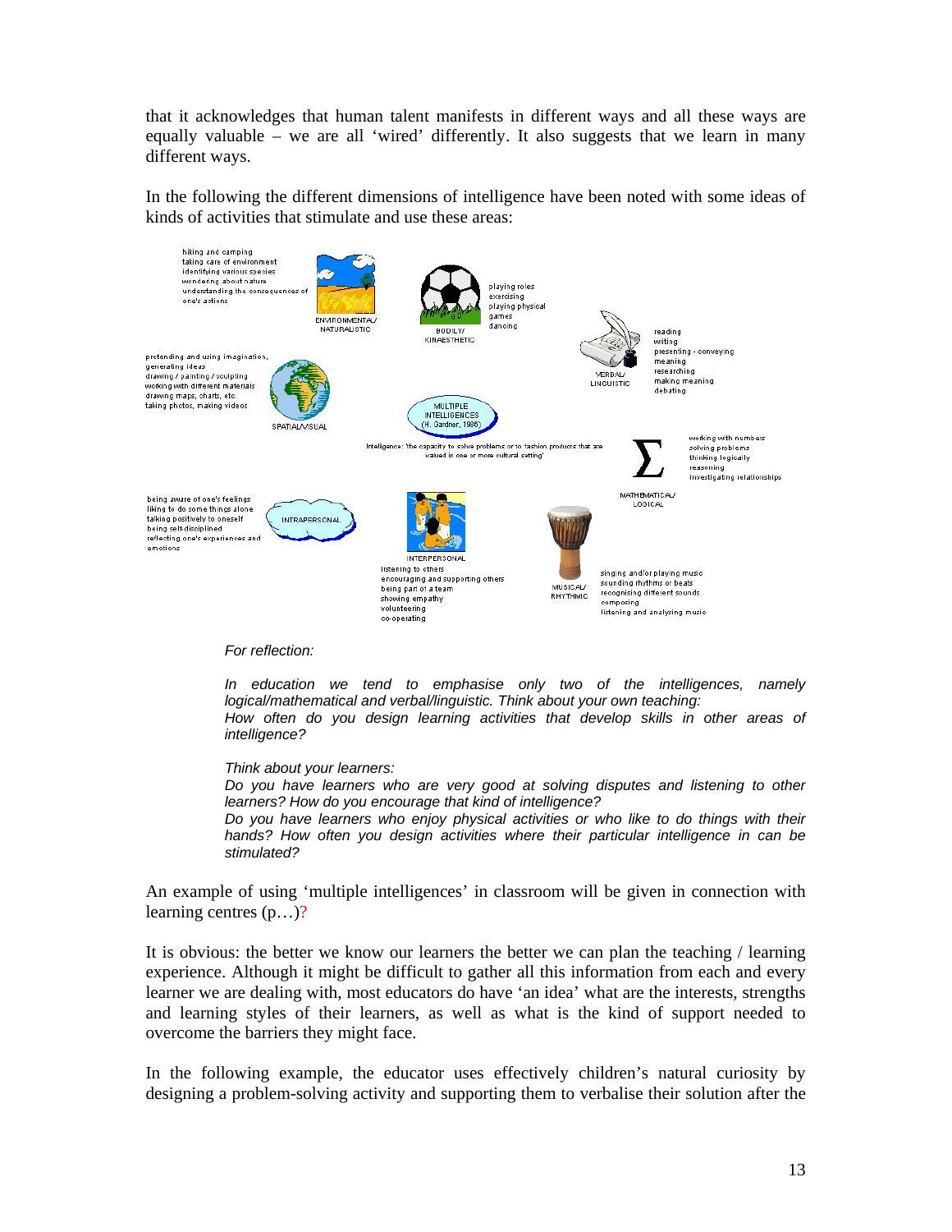that it acknowledges that human talent manifests in different ways and all these ways are equally valuable – we are all 'wired' differently. It also suggests that we learn in many different ways.

In the following the different dimensions of intelligence have been noted with some ideas of kinds of activities that stimulate and use these areas:

**MULTIPLE INTELLIGENCES (H. Gardner, 1986)**

Intelligence: 'the capacity to solve problems or to fashion products that are valued in one or more cultural setting'

**ENVIRONMENTAL/ NATURALISTIC**
- hiking and camping
- taking care of environment
- identifying various species
- wondering about nature
- understanding the consequences of one's actions

**BODILY/ KINAESTHETIC**
- playing roles
- exercising
- playing physical games
- dancing

**VERBAL/ LINGUISTIC**
- reading
- writing
- presenting - conveying meaning
- researching
- making meaning
- debating

**SPATIAL/VISUAL**
- pretending and using imagination,
- generating ideas
- drawing / painting / sculpting
- working with different materials
- drawing maps, charts, etc.
- taking photos, making videos

**MATHEMATICAL/ LOGICAL**
- working with numbers
- solving problems
- thinking logically
- reasoning
- investigating relationships

**INTRAPERSONAL**
- being aware of one's feelings
- liking to do some things alone
- talking positively to oneself
- being self-disciplined
- reflecting one's experiences and emotions

**INTERPERSONAL**
- listening to others
- encouraging and supporting others
- being part of a team
- showing empathy
- volunteering
- co-operating

**MUSICAL/ RHYTHMIC**
- singing and/or playing music
- sounding rhythms or beats
- recognising different sounds
- composing
- listening and analysing music

*For reflection:*

*In education we tend to emphasise only two of the intelligences, namely logical/mathematical and verbal/linguistic. Think about your own teaching:*
*How often do you design learning activities that develop skills in other areas of intelligence?*

*Think about your learners:*
*Do you have learners who are very good at solving disputes and listening to other learners? How do you encourage that kind of intelligence?*
*Do you have learners who enjoy physical activities or who like to do things with their hands? How often you design activities where their particular intelligence in can be stimulated?*

An example of using 'multiple intelligences' in classroom will be given in connection with learning centres (p…)?

It is obvious: the better we know our learners the better we can plan the teaching / learning experience. Although it might be difficult to gather all this information from each and every learner we are dealing with, most educators do have 'an idea' what are the interests, strengths and learning styles of their learners, as well as what is the kind of support needed to overcome the barriers they might face.

In the following example, the educator uses effectively children's natural curiosity by designing a problem-solving activity and supporting them to verbalise their solution after the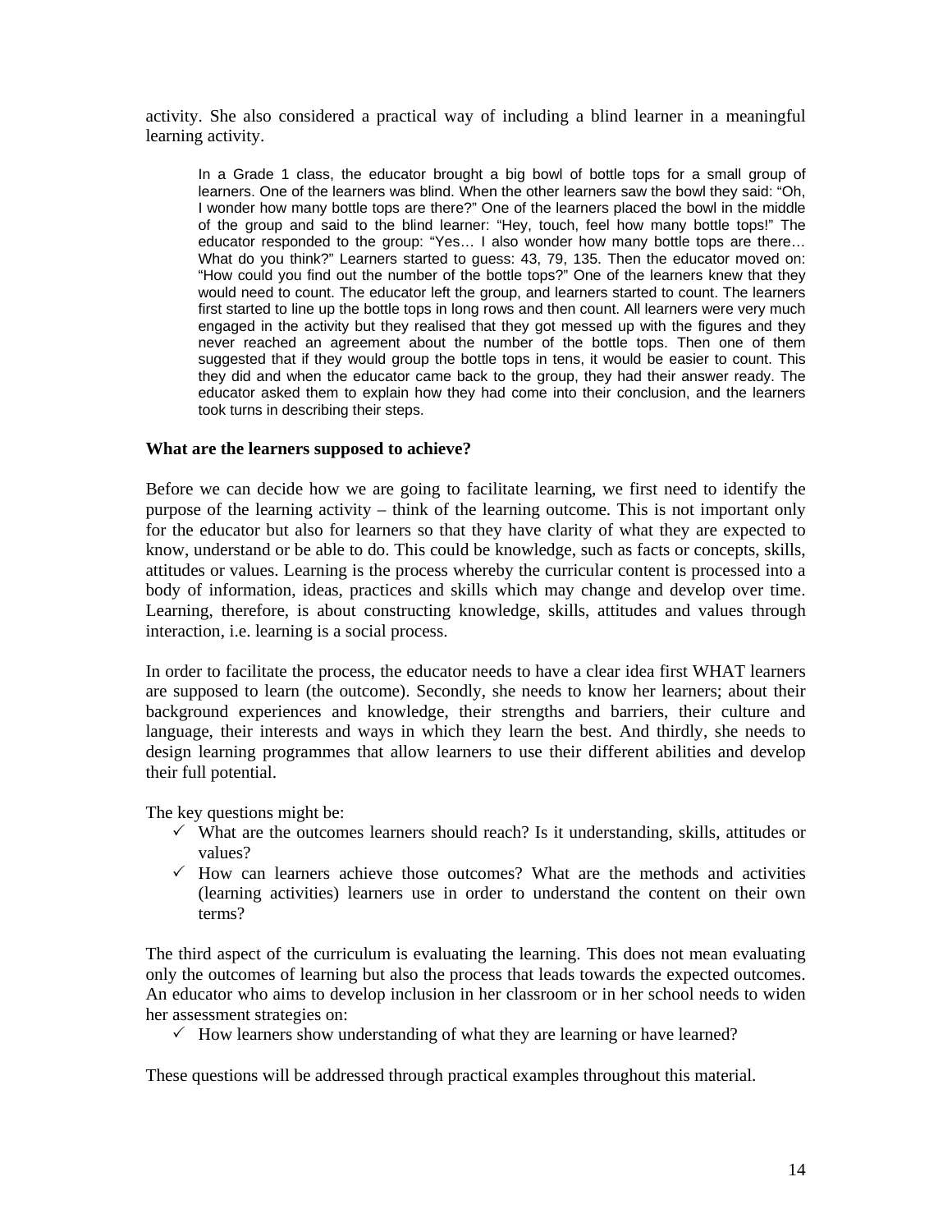activity. She also considered a practical way of including a blind learner in a meaningful learning activity.

> In a Grade 1 class, the educator brought a big bowl of bottle tops for a small group of learners. One of the learners was blind. When the other learners saw the bowl they said: "Oh, I wonder how many bottle tops are there?" One of the learners placed the bowl in the middle of the group and said to the blind learner: "Hey, touch, feel how many bottle tops!" The educator responded to the group: "Yes… I also wonder how many bottle tops are there… What do you think?" Learners started to guess: 43, 79, 135. Then the educator moved on: "How could you find out the number of the bottle tops?" One of the learners knew that they would need to count. The educator left the group, and learners started to count. The learners first started to line up the bottle tops in long rows and then count. All learners were very much engaged in the activity but they realised that they got messed up with the figures and they never reached an agreement about the number of the bottle tops. Then one of them suggested that if they would group the bottle tops in tens, it would be easier to count. This they did and when the educator came back to the group, they had their answer ready. The educator asked them to explain how they had come into their conclusion, and the learners took turns in describing their steps.

**What are the learners supposed to achieve?**

Before we can decide how we are going to facilitate learning, we first need to identify the purpose of the learning activity – think of the learning outcome. This is not important only for the educator but also for learners so that they have clarity of what they are expected to know, understand or be able to do. This could be knowledge, such as facts or concepts, skills, attitudes or values. Learning is the process whereby the curricular content is processed into a body of information, ideas, practices and skills which may change and develop over time. Learning, therefore, is about constructing knowledge, skills, attitudes and values through interaction, i.e. learning is a social process.

In order to facilitate the process, the educator needs to have a clear idea first WHAT learners are supposed to learn (the outcome). Secondly, she needs to know her learners; about their background experiences and knowledge, their strengths and barriers, their culture and language, their interests and ways in which they learn the best. And thirdly, she needs to design learning programmes that allow learners to use their different abilities and develop their full potential.

The key questions might be:

- ✓ What are the outcomes learners should reach? Is it understanding, skills, attitudes or values?
- ✓ How can learners achieve those outcomes? What are the methods and activities (learning activities) learners use in order to understand the content on their own terms?

The third aspect of the curriculum is evaluating the learning. This does not mean evaluating only the outcomes of learning but also the process that leads towards the expected outcomes. An educator who aims to develop inclusion in her classroom or in her school needs to widen her assessment strategies on:

- ✓ How learners show understanding of what they are learning or have learned?

These questions will be addressed through practical examples throughout this material.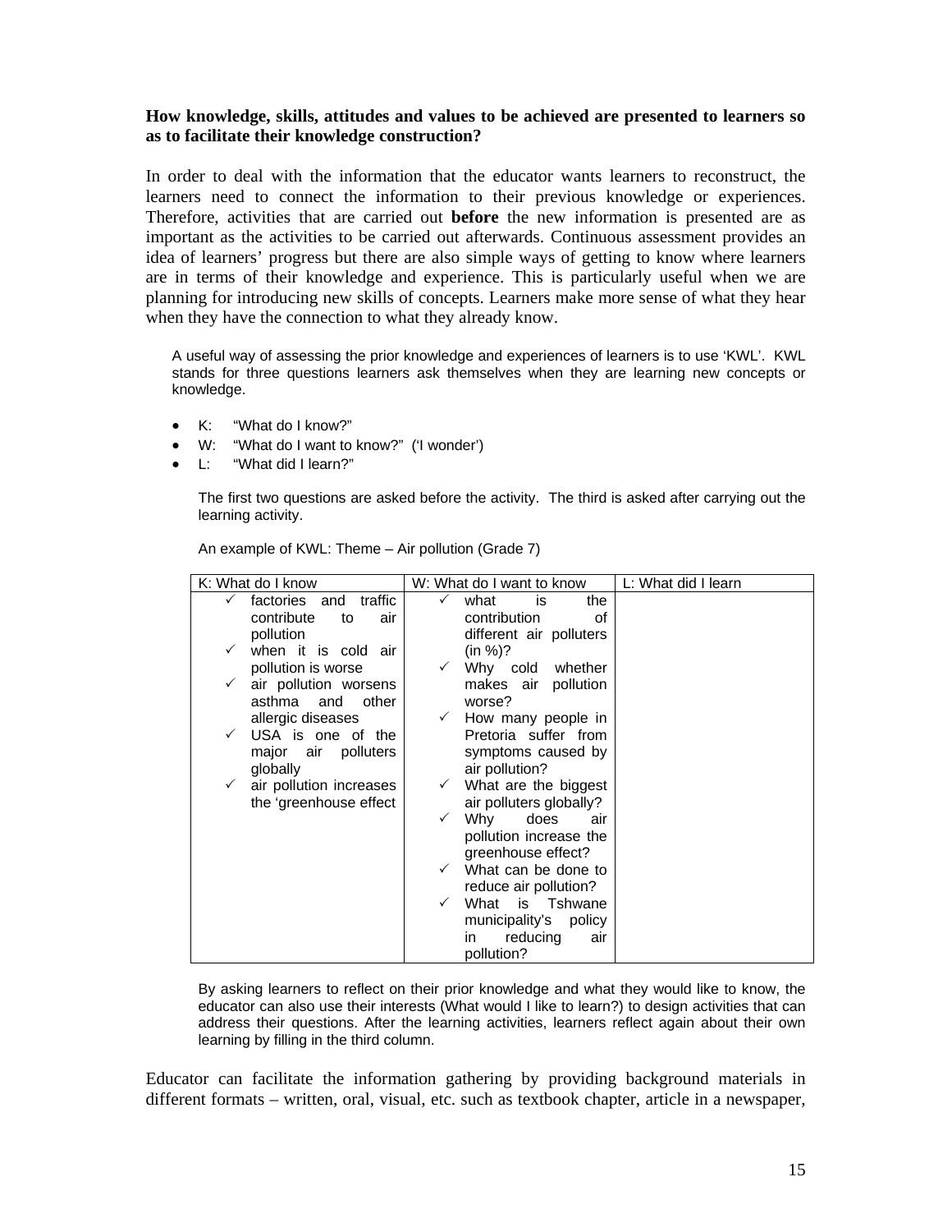**How knowledge, skills, attitudes and values to be achieved are presented to learners so as to facilitate their knowledge construction?**

In order to deal with the information that the educator wants learners to reconstruct, the learners need to connect the information to their previous knowledge or experiences. Therefore, activities that are carried out **before** the new information is presented are as important as the activities to be carried out afterwards. Continuous assessment provides an idea of learners' progress but there are also simple ways of getting to know where learners are in terms of their knowledge and experience. This is particularly useful when we are planning for introducing new skills of concepts. Learners make more sense of what they hear when they have the connection to what they already know.

A useful way of assessing the prior knowledge and experiences of learners is to use 'KWL'. KWL stands for three questions learners ask themselves when they are learning new concepts or knowledge.

- K: "What do I know?"
- W: "What do I want to know?" ('I wonder')
- L: "What did I learn?"

The first two questions are asked before the activity. The third is asked after carrying out the learning activity.

An example of KWL: Theme – Air pollution (Grade 7)

| K: What do I know | W: What do I want to know | L: What did I learn |
|---|---|---|
| ✓ factories and traffic contribute to air pollution<br>✓ when it is cold air pollution is worse<br>✓ air pollution worsens asthma and other allergic diseases<br>✓ USA is one of the major air polluters globally<br>✓ air pollution increases the 'greenhouse effect | ✓ what is the contribution of different air polluters (in %)?<br>✓ Why cold whether makes air pollution worse?<br>✓ How many people in Pretoria suffer from symptoms caused by air pollution?<br>✓ What are the biggest air polluters globally?<br>✓ Why does air pollution increase the greenhouse effect?<br>✓ What can be done to reduce air pollution?<br>✓ What is Tshwane municipality's policy in reducing air pollution? | |

By asking learners to reflect on their prior knowledge and what they would like to know, the educator can also use their interests (What would I like to learn?) to design activities that can address their questions. After the learning activities, learners reflect again about their own learning by filling in the third column.

Educator can facilitate the information gathering by providing background materials in different formats – written, oral, visual, etc. such as textbook chapter, article in a newspaper,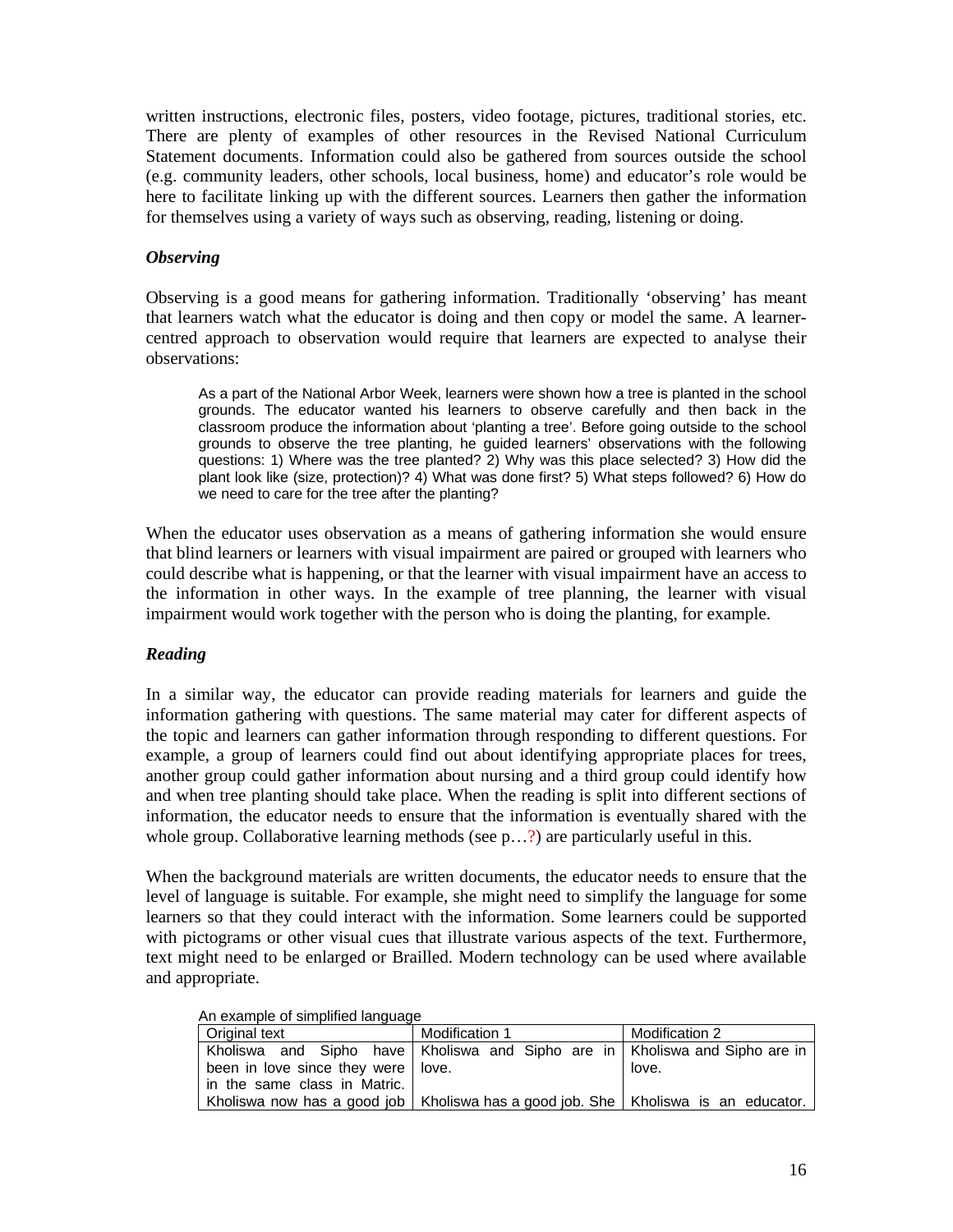written instructions, electronic files, posters, video footage, pictures, traditional stories, etc. There are plenty of examples of other resources in the Revised National Curriculum Statement documents. Information could also be gathered from sources outside the school (e.g. community leaders, other schools, local business, home) and educator's role would be here to facilitate linking up with the different sources. Learners then gather the information for themselves using a variety of ways such as observing, reading, listening or doing.

***Observing***

Observing is a good means for gathering information. Traditionally 'observing' has meant that learners watch what the educator is doing and then copy or model the same. A learner-centred approach to observation would require that learners are expected to analyse their observations:

> As a part of the National Arbor Week, learners were shown how a tree is planted in the school grounds. The educator wanted his learners to observe carefully and then back in the classroom produce the information about 'planting a tree'. Before going outside to the school grounds to observe the tree planting, he guided learners' observations with the following questions: 1) Where was the tree planted? 2) Why was this place selected? 3) How did the plant look like (size, protection)? 4) What was done first? 5) What steps followed? 6) How do we need to care for the tree after the planting?

When the educator uses observation as a means of gathering information she would ensure that blind learners or learners with visual impairment are paired or grouped with learners who could describe what is happening, or that the learner with visual impairment have an access to the information in other ways. In the example of tree planning, the learner with visual impairment would work together with the person who is doing the planting, for example.

***Reading***

In a similar way, the educator can provide reading materials for learners and guide the information gathering with questions. The same material may cater for different aspects of the topic and learners can gather information through responding to different questions. For example, a group of learners could find out about identifying appropriate places for trees, another group could gather information about nursing and a third group could identify how and when tree planting should take place. When the reading is split into different sections of information, the educator needs to ensure that the information is eventually shared with the whole group. Collaborative learning methods (see p…?) are particularly useful in this.

When the background materials are written documents, the educator needs to ensure that the level of language is suitable. For example, she might need to simplify the language for some learners so that they could interact with the information. Some learners could be supported with pictograms or other visual cues that illustrate various aspects of the text. Furthermore, text might need to be enlarged or Brailled. Modern technology can be used where available and appropriate.

An example of simplified language

| Original text | Modification 1 | Modification 2 |
|---|---|---|
| Kholiswa and Sipho have been in love since they were in the same class in Matric. | Kholiswa and Sipho are in love. | Kholiswa and Sipho are in love. |
| Kholiswa now has a good job | Kholiswa has a good job. She | Kholiswa is an educator. |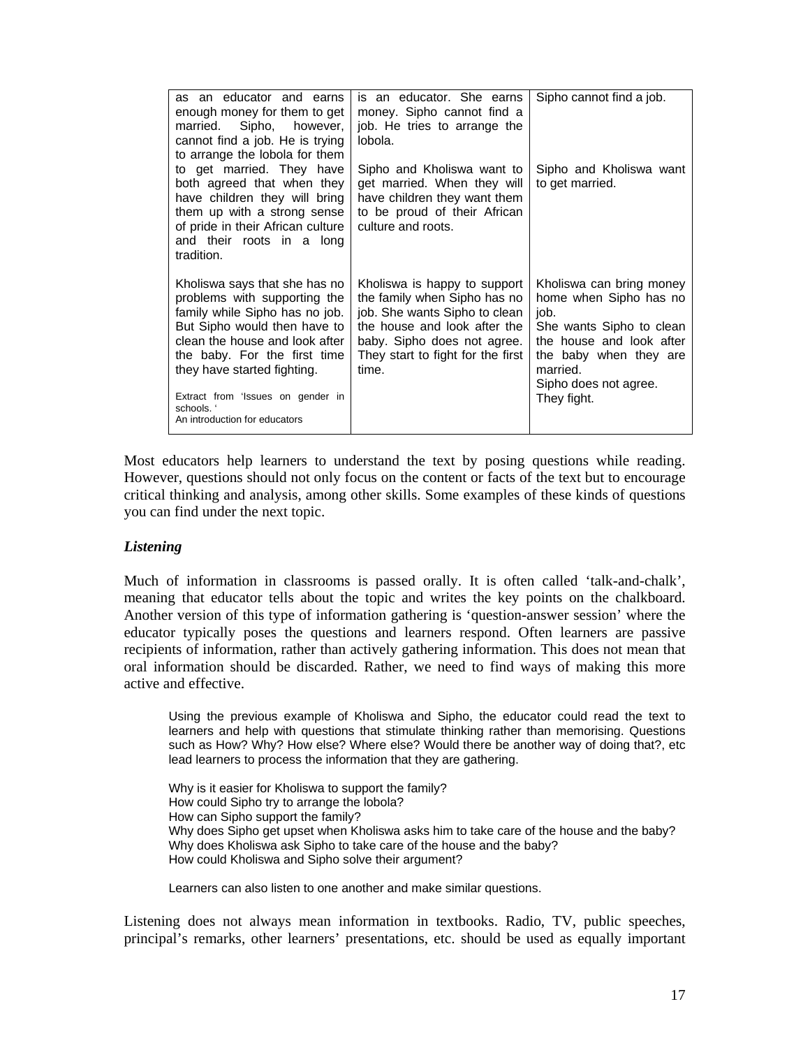| | | |
|---|---|---|
| as an educator and earns enough money for them to get married. Sipho, however, cannot find a job. He is trying to arrange the lobola for them | is an educator. She earns money. Sipho cannot find a job. He tries to arrange the lobola. | Sipho cannot find a job. |
| to get married. They have both agreed that when they have children they will bring them up with a strong sense of pride in their African culture and their roots in a long tradition. | Sipho and Kholiswa want to get married. When they will have children they want them to be proud of their African culture and roots. | Sipho and Kholiswa want to get married. |
| Kholiswa says that she has no problems with supporting the family while Sipho has no job. But Sipho would then have to clean the house and look after the baby. For the first time they have started fighting.<br><br>Extract from 'Issues on gender in schools. '<br>An introduction for educators | Kholiswa is happy to support the family when Sipho has no job. She wants Sipho to clean the house and look after the baby. Sipho does not agree. They start to fight for the first time. | Kholiswa can bring money home when Sipho has no job.<br>She wants Sipho to clean the house and look after the baby when they are married.<br>Sipho does not agree.<br>They fight. |

Most educators help learners to understand the text by posing questions while reading. However, questions should not only focus on the content or facts of the text but to encourage critical thinking and analysis, among other skills. Some examples of these kinds of questions you can find under the next topic.

***Listening***

Much of information in classrooms is passed orally. It is often called 'talk-and-chalk', meaning that educator tells about the topic and writes the key points on the chalkboard. Another version of this type of information gathering is 'question-answer session' where the educator typically poses the questions and learners respond. Often learners are passive recipients of information, rather than actively gathering information. This does not mean that oral information should be discarded. Rather, we need to find ways of making this more active and effective.

> Using the previous example of Kholiswa and Sipho, the educator could read the text to learners and help with questions that stimulate thinking rather than memorising. Questions such as How? Why? How else? Where else? Would there be another way of doing that?, etc lead learners to process the information that they are gathering.
>
> Why is it easier for Kholiswa to support the family?
> How could Sipho try to arrange the lobola?
> How can Sipho support the family?
> Why does Sipho get upset when Kholiswa asks him to take care of the house and the baby?
> Why does Kholiswa ask Sipho to take care of the house and the baby?
> How could Kholiswa and Sipho solve their argument?
>
> Learners can also listen to one another and make similar questions.

Listening does not always mean information in textbooks. Radio, TV, public speeches, principal's remarks, other learners' presentations, etc. should be used as equally important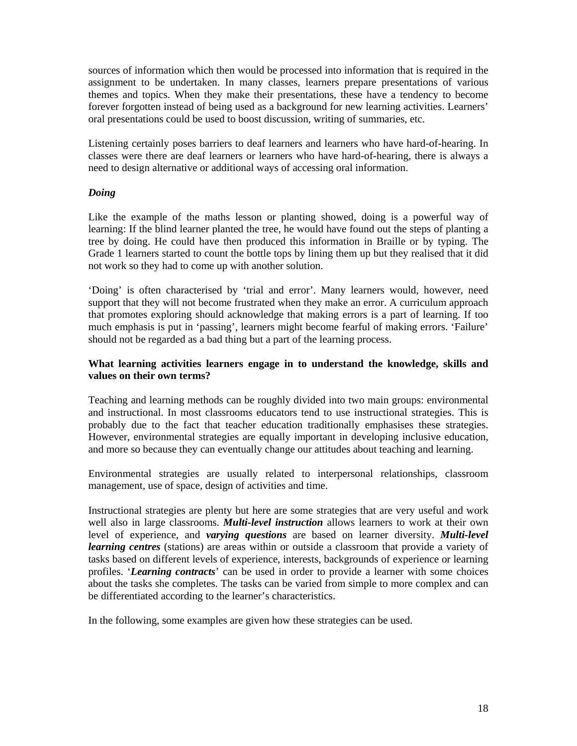sources of information which then would be processed into information that is required in the assignment to be undertaken. In many classes, learners prepare presentations of various themes and topics. When they make their presentations, these have a tendency to become forever forgotten instead of being used as a background for new learning activities. Learners' oral presentations could be used to boost discussion, writing of summaries, etc.

Listening certainly poses barriers to deaf learners and learners who have hard-of-hearing. In classes were there are deaf learners or learners who have hard-of-hearing, there is always a need to design alternative or additional ways of accessing oral information.

### *Doing*

Like the example of the maths lesson or planting showed, doing is a powerful way of learning: If the blind learner planted the tree, he would have found out the steps of planting a tree by doing. He could have then produced this information in Braille or by typing. The Grade 1 learners started to count the bottle tops by lining them up but they realised that it did not work so they had to come up with another solution.

'Doing' is often characterised by 'trial and error'. Many learners would, however, need support that they will not become frustrated when they make an error. A curriculum approach that promotes exploring should acknowledge that making errors is a part of learning. If too much emphasis is put in 'passing', learners might become fearful of making errors. 'Failure' should not be regarded as a bad thing but a part of the learning process.

### What learning activities learners engage in to understand the knowledge, skills and values on their own terms?

Teaching and learning methods can be roughly divided into two main groups: environmental and instructional. In most classrooms educators tend to use instructional strategies. This is probably due to the fact that teacher education traditionally emphasises these strategies. However, environmental strategies are equally important in developing inclusive education, and more so because they can eventually change our attitudes about teaching and learning.

Environmental strategies are usually related to interpersonal relationships, classroom management, use of space, design of activities and time.

Instructional strategies are plenty but here are some strategies that are very useful and work well also in large classrooms. ***Multi-level instruction*** allows learners to work at their own level of experience, and ***varying questions*** are based on learner diversity. ***Multi-level learning centres*** (stations) are areas within or outside a classroom that provide a variety of tasks based on different levels of experience, interests, backgrounds of experience or learning profiles. '***Learning contracts***' can be used in order to provide a learner with some choices about the tasks she completes. The tasks can be varied from simple to more complex and can be differentiated according to the learner's characteristics.

In the following, some examples are given how these strategies can be used.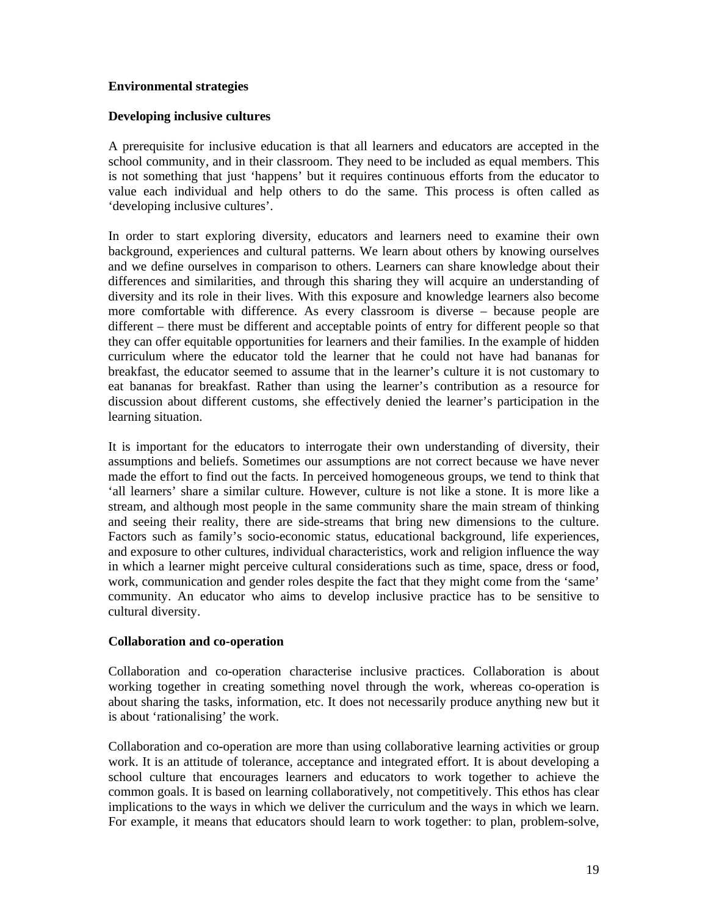## Environmental strategies

### Developing inclusive cultures

A prerequisite for inclusive education is that all learners and educators are accepted in the school community, and in their classroom. They need to be included as equal members. This is not something that just 'happens' but it requires continuous efforts from the educator to value each individual and help others to do the same. This process is often called as 'developing inclusive cultures'.

In order to start exploring diversity, educators and learners need to examine their own background, experiences and cultural patterns. We learn about others by knowing ourselves and we define ourselves in comparison to others. Learners can share knowledge about their differences and similarities, and through this sharing they will acquire an understanding of diversity and its role in their lives. With this exposure and knowledge learners also become more comfortable with difference. As every classroom is diverse – because people are different – there must be different and acceptable points of entry for different people so that they can offer equitable opportunities for learners and their families. In the example of hidden curriculum where the educator told the learner that he could not have had bananas for breakfast, the educator seemed to assume that in the learner's culture it is not customary to eat bananas for breakfast. Rather than using the learner's contribution as a resource for discussion about different customs, she effectively denied the learner's participation in the learning situation.

It is important for the educators to interrogate their own understanding of diversity, their assumptions and beliefs. Sometimes our assumptions are not correct because we have never made the effort to find out the facts. In perceived homogeneous groups, we tend to think that 'all learners' share a similar culture. However, culture is not like a stone. It is more like a stream, and although most people in the same community share the main stream of thinking and seeing their reality, there are side-streams that bring new dimensions to the culture. Factors such as family's socio-economic status, educational background, life experiences, and exposure to other cultures, individual characteristics, work and religion influence the way in which a learner might perceive cultural considerations such as time, space, dress or food, work, communication and gender roles despite the fact that they might come from the 'same' community. An educator who aims to develop inclusive practice has to be sensitive to cultural diversity.

### Collaboration and co-operation

Collaboration and co-operation characterise inclusive practices. Collaboration is about working together in creating something novel through the work, whereas co-operation is about sharing the tasks, information, etc. It does not necessarily produce anything new but it is about 'rationalising' the work.

Collaboration and co-operation are more than using collaborative learning activities or group work. It is an attitude of tolerance, acceptance and integrated effort. It is about developing a school culture that encourages learners and educators to work together to achieve the common goals. It is based on learning collaboratively, not competitively. This ethos has clear implications to the ways in which we deliver the curriculum and the ways in which we learn. For example, it means that educators should learn to work together: to plan, problem-solve,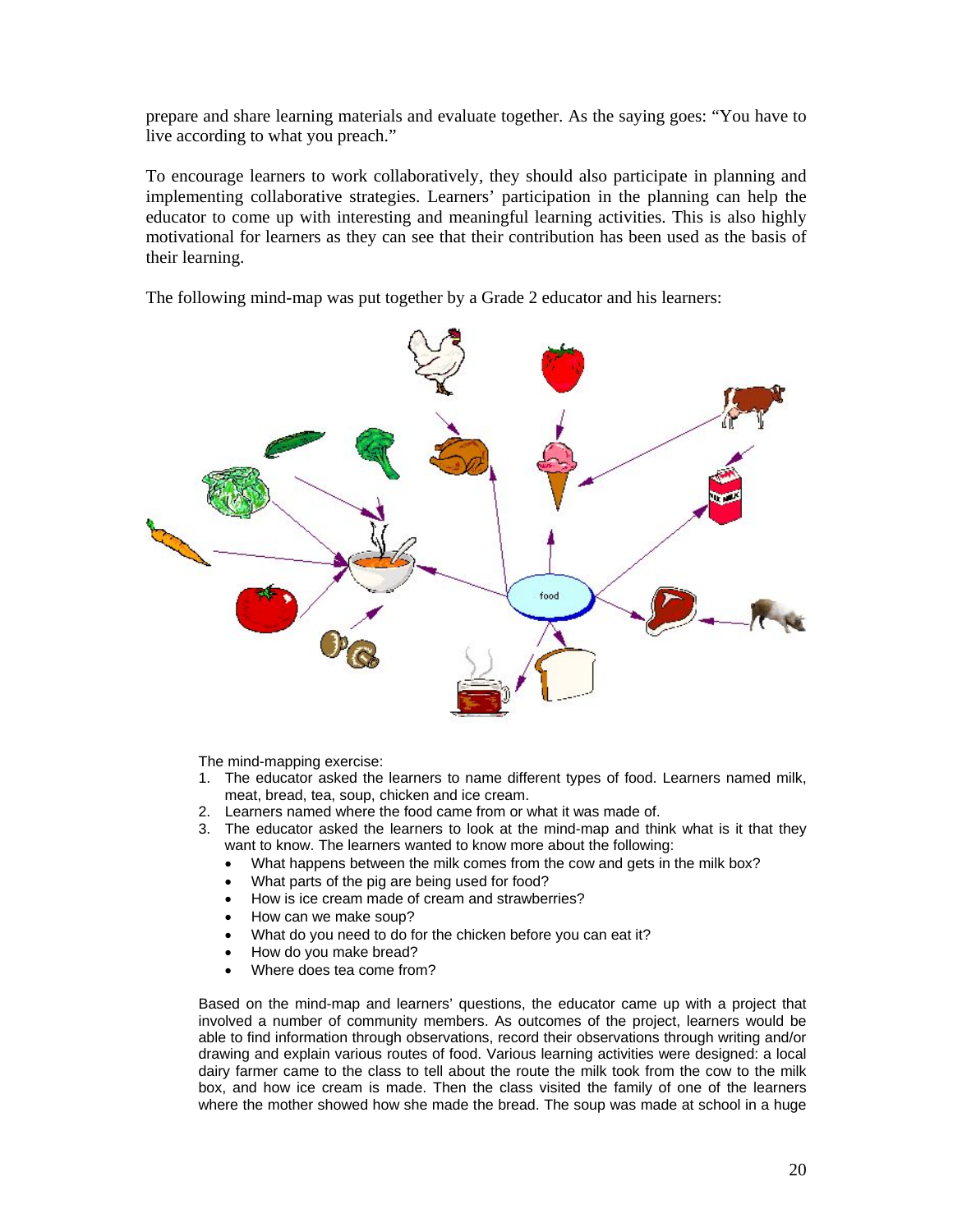prepare and share learning materials and evaluate together. As the saying goes: "You have to live according to what you preach."

To encourage learners to work collaboratively, they should also participate in planning and implementing collaborative strategies. Learners' participation in the planning can help the educator to come up with interesting and meaningful learning activities. This is also highly motivational for learners as they can see that their contribution has been used as the basis of their learning.

The following mind-map was put together by a Grade 2 educator and his learners:

The mind-mapping exercise:

1. The educator asked the learners to name different types of food. Learners named milk, meat, bread, tea, soup, chicken and ice cream.
2. Learners named where the food came from or what it was made of.
3. The educator asked the learners to look at the mind-map and think what is it that they want to know. The learners wanted to know more about the following:
   - What happens between the milk comes from the cow and gets in the milk box?
   - What parts of the pig are being used for food?
   - How is ice cream made of cream and strawberries?
   - How can we make soup?
   - What do you need to do for the chicken before you can eat it?
   - How do you make bread?
   - Where does tea come from?

Based on the mind-map and learners' questions, the educator came up with a project that involved a number of community members. As outcomes of the project, learners would be able to find information through observations, record their observations through writing and/or drawing and explain various routes of food. Various learning activities were designed: a local dairy farmer came to the class to tell about the route the milk took from the cow to the milk box, and how ice cream is made. Then the class visited the family of one of the learners where the mother showed how she made the bread. The soup was made at school in a huge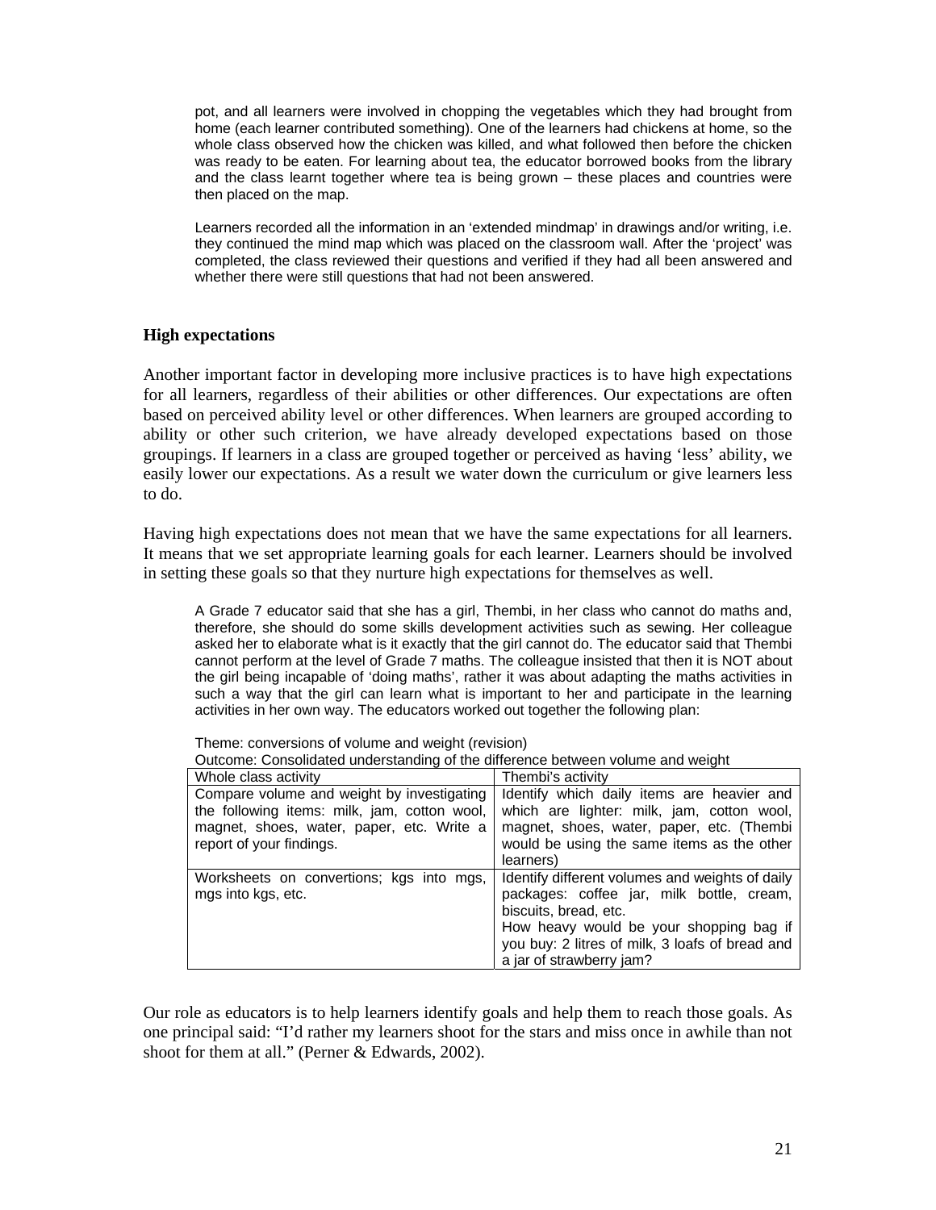pot, and all learners were involved in chopping the vegetables which they had brought from home (each learner contributed something). One of the learners had chickens at home, so the whole class observed how the chicken was killed, and what followed then before the chicken was ready to be eaten. For learning about tea, the educator borrowed books from the library and the class learnt together where tea is being grown – these places and countries were then placed on the map.

Learners recorded all the information in an 'extended mindmap' in drawings and/or writing, i.e. they continued the mind map which was placed on the classroom wall. After the 'project' was completed, the class reviewed their questions and verified if they had all been answered and whether there were still questions that had not been answered.

**High expectations**

Another important factor in developing more inclusive practices is to have high expectations for all learners, regardless of their abilities or other differences. Our expectations are often based on perceived ability level or other differences. When learners are grouped according to ability or other such criterion, we have already developed expectations based on those groupings. If learners in a class are grouped together or perceived as having 'less' ability, we easily lower our expectations. As a result we water down the curriculum or give learners less to do.

Having high expectations does not mean that we have the same expectations for all learners. It means that we set appropriate learning goals for each learner. Learners should be involved in setting these goals so that they nurture high expectations for themselves as well.

A Grade 7 educator said that she has a girl, Thembi, in her class who cannot do maths and, therefore, she should do some skills development activities such as sewing. Her colleague asked her to elaborate what is it exactly that the girl cannot do. The educator said that Thembi cannot perform at the level of Grade 7 maths. The colleague insisted that then it is NOT about the girl being incapable of 'doing maths', rather it was about adapting the maths activities in such a way that the girl can learn what is important to her and participate in the learning activities in her own way. The educators worked out together the following plan:

Theme: conversions of volume and weight (revision)
Outcome: Consolidated understanding of the difference between volume and weight

| Whole class activity | Thembi's activity |
|---|---|
| Compare volume and weight by investigating the following items: milk, jam, cotton wool, magnet, shoes, water, paper, etc. Write a report of your findings. | Identify which daily items are heavier and which are lighter: milk, jam, cotton wool, magnet, shoes, water, paper, etc. (Thembi would be using the same items as the other learners) |
| Worksheets on convertions; kgs into mgs, mgs into kgs, etc. | Identify different volumes and weights of daily packages: coffee jar, milk bottle, cream, biscuits, bread, etc.<br>How heavy would be your shopping bag if you buy: 2 litres of milk, 3 loafs of bread and a jar of strawberry jam? |

Our role as educators is to help learners identify goals and help them to reach those goals. As one principal said: "I'd rather my learners shoot for the stars and miss once in awhile than not shoot for them at all." (Perner & Edwards, 2002).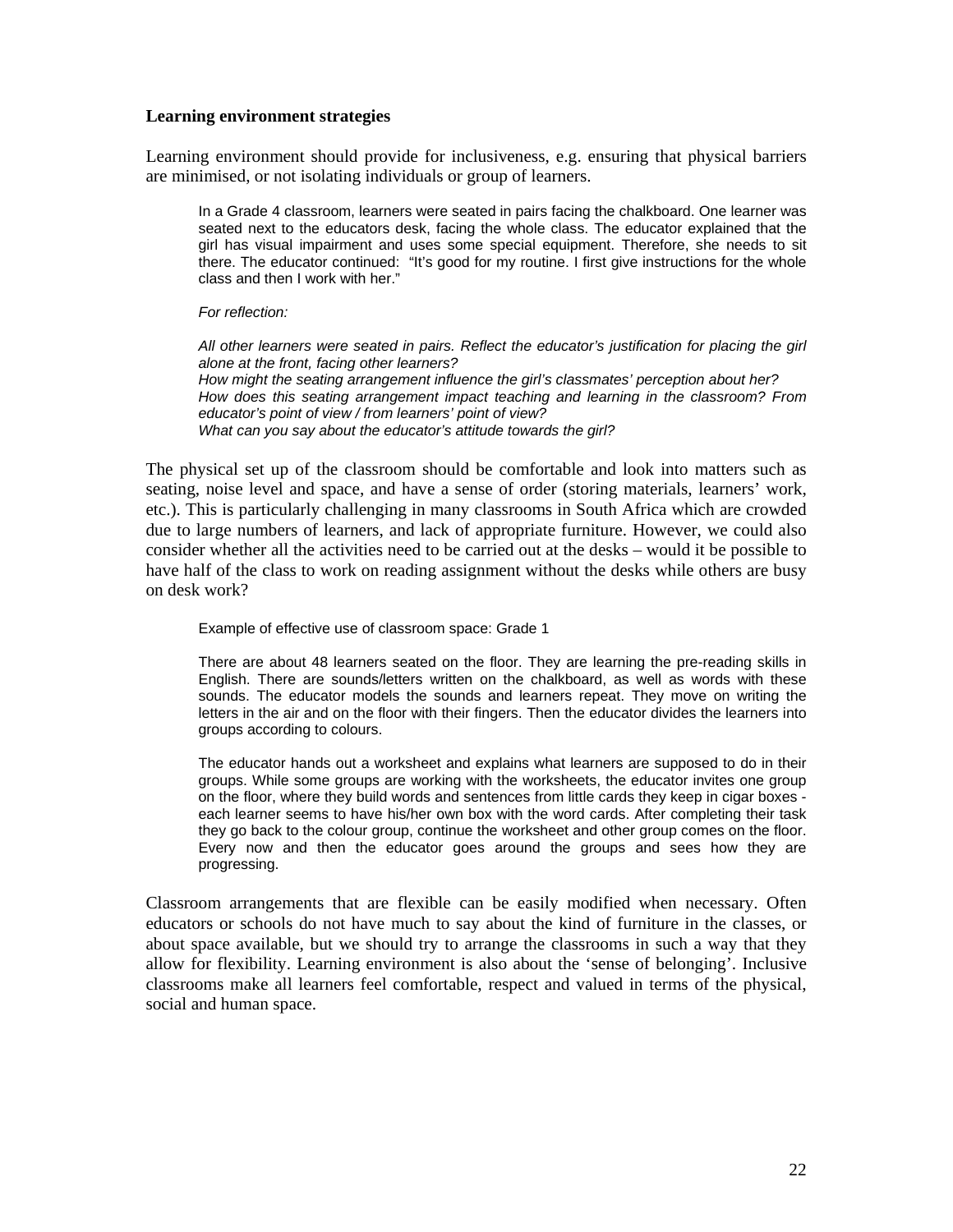**Learning environment strategies**

Learning environment should provide for inclusiveness, e.g. ensuring that physical barriers are minimised, or not isolating individuals or group of learners.

> In a Grade 4 classroom, learners were seated in pairs facing the chalkboard. One learner was seated next to the educators desk, facing the whole class. The educator explained that the girl has visual impairment and uses some special equipment. Therefore, she needs to sit there. The educator continued: "It's good for my routine. I first give instructions for the whole class and then I work with her."
>
> *For reflection:*
>
> *All other learners were seated in pairs. Reflect the educator's justification for placing the girl alone at the front, facing other learners?*
> *How might the seating arrangement influence the girl's classmates' perception about her?*
> *How does this seating arrangement impact teaching and learning in the classroom? From educator's point of view / from learners' point of view?*
> *What can you say about the educator's attitude towards the girl?*

The physical set up of the classroom should be comfortable and look into matters such as seating, noise level and space, and have a sense of order (storing materials, learners' work, etc.). This is particularly challenging in many classrooms in South Africa which are crowded due to large numbers of learners, and lack of appropriate furniture. However, we could also consider whether all the activities need to be carried out at the desks – would it be possible to have half of the class to work on reading assignment without the desks while others are busy on desk work?

> Example of effective use of classroom space: Grade 1
>
> There are about 48 learners seated on the floor. They are learning the pre-reading skills in English. There are sounds/letters written on the chalkboard, as well as words with these sounds. The educator models the sounds and learners repeat. They move on writing the letters in the air and on the floor with their fingers. Then the educator divides the learners into groups according to colours.
>
> The educator hands out a worksheet and explains what learners are supposed to do in their groups. While some groups are working with the worksheets, the educator invites one group on the floor, where they build words and sentences from little cards they keep in cigar boxes - each learner seems to have his/her own box with the word cards. After completing their task they go back to the colour group, continue the worksheet and other group comes on the floor. Every now and then the educator goes around the groups and sees how they are progressing.

Classroom arrangements that are flexible can be easily modified when necessary. Often educators or schools do not have much to say about the kind of furniture in the classes, or about space available, but we should try to arrange the classrooms in such a way that they allow for flexibility. Learning environment is also about the 'sense of belonging'. Inclusive classrooms make all learners feel comfortable, respect and valued in terms of the physical, social and human space.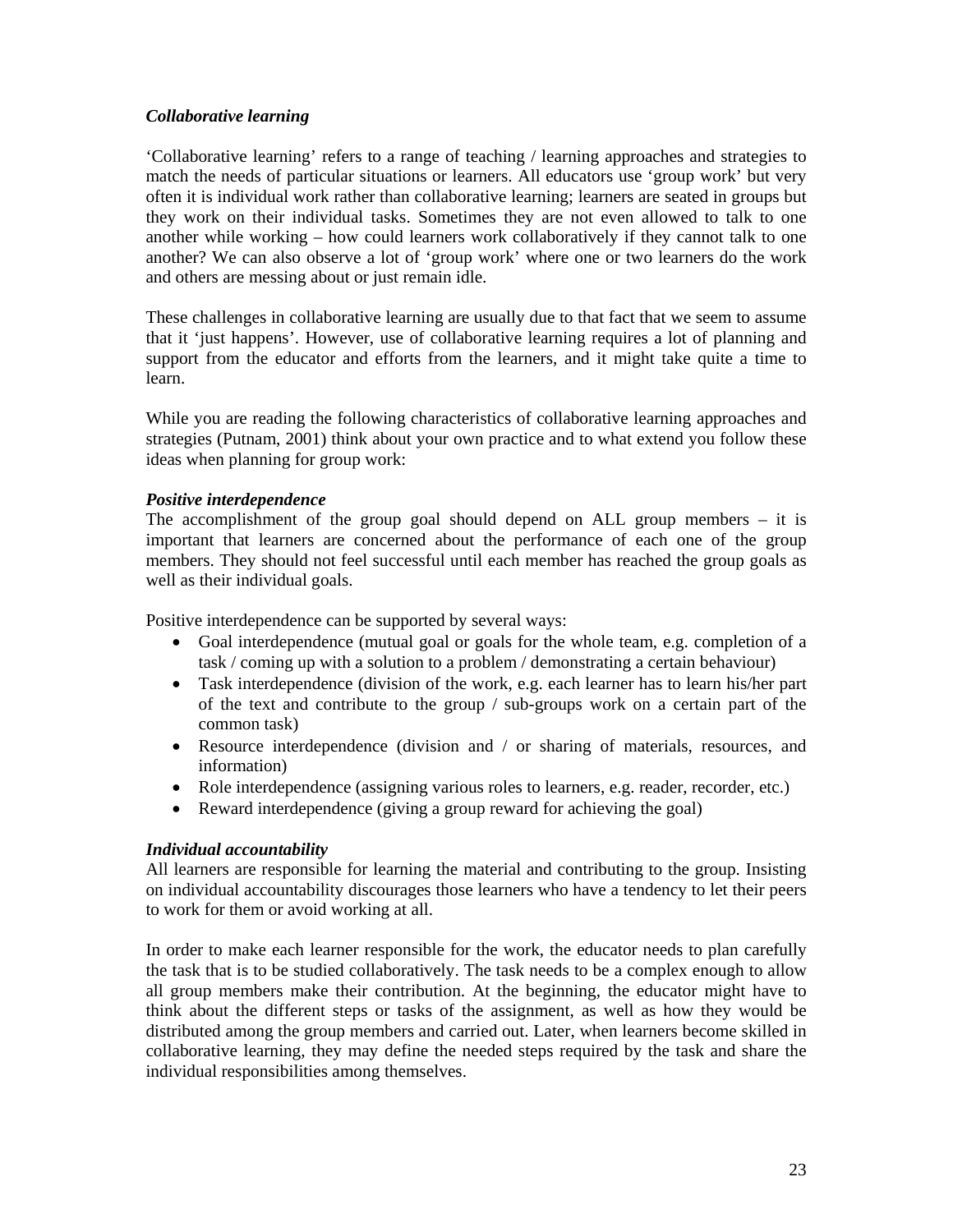### *Collaborative learning*

'Collaborative learning' refers to a range of teaching / learning approaches and strategies to match the needs of particular situations or learners. All educators use 'group work' but very often it is individual work rather than collaborative learning; learners are seated in groups but they work on their individual tasks. Sometimes they are not even allowed to talk to one another while working – how could learners work collaboratively if they cannot talk to one another? We can also observe a lot of 'group work' where one or two learners do the work and others are messing about or just remain idle.

These challenges in collaborative learning are usually due to that fact that we seem to assume that it 'just happens'. However, use of collaborative learning requires a lot of planning and support from the educator and efforts from the learners, and it might take quite a time to learn.

While you are reading the following characteristics of collaborative learning approaches and strategies (Putnam, 2001) think about your own practice and to what extend you follow these ideas when planning for group work:

#### *Positive interdependence*

The accomplishment of the group goal should depend on ALL group members – it is important that learners are concerned about the performance of each one of the group members. They should not feel successful until each member has reached the group goals as well as their individual goals.

Positive interdependence can be supported by several ways:

- Goal interdependence (mutual goal or goals for the whole team, e.g. completion of a task / coming up with a solution to a problem / demonstrating a certain behaviour)
- Task interdependence (division of the work, e.g. each learner has to learn his/her part of the text and contribute to the group / sub-groups work on a certain part of the common task)
- Resource interdependence (division and / or sharing of materials, resources, and information)
- Role interdependence (assigning various roles to learners, e.g. reader, recorder, etc.)
- Reward interdependence (giving a group reward for achieving the goal)

#### *Individual accountability*

All learners are responsible for learning the material and contributing to the group. Insisting on individual accountability discourages those learners who have a tendency to let their peers to work for them or avoid working at all.

In order to make each learner responsible for the work, the educator needs to plan carefully the task that is to be studied collaboratively. The task needs to be a complex enough to allow all group members make their contribution. At the beginning, the educator might have to think about the different steps or tasks of the assignment, as well as how they would be distributed among the group members and carried out. Later, when learners become skilled in collaborative learning, they may define the needed steps required by the task and share the individual responsibilities among themselves.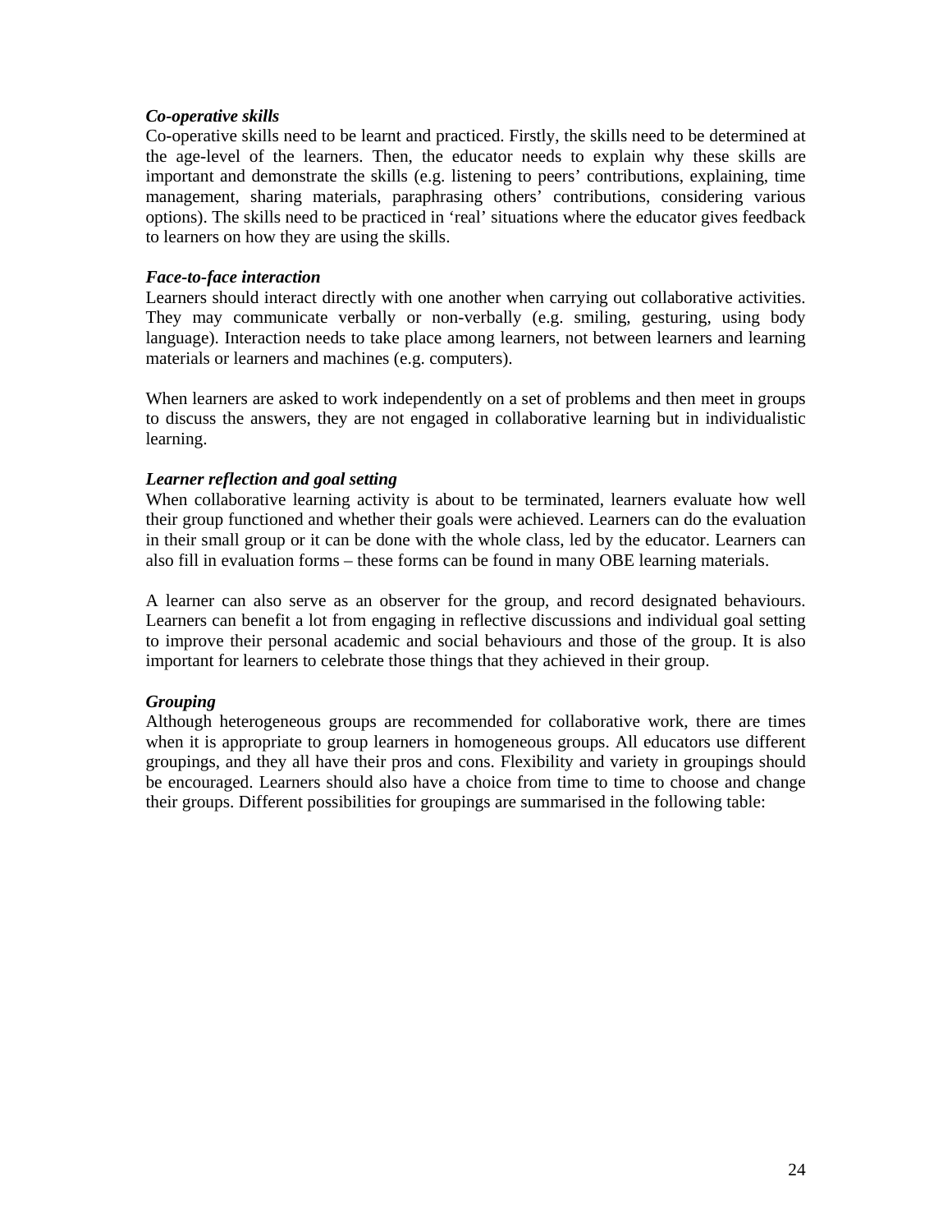***Co-operative skills***

Co-operative skills need to be learnt and practiced. Firstly, the skills need to be determined at the age-level of the learners. Then, the educator needs to explain why these skills are important and demonstrate the skills (e.g. listening to peers' contributions, explaining, time management, sharing materials, paraphrasing others' contributions, considering various options). The skills need to be practiced in 'real' situations where the educator gives feedback to learners on how they are using the skills.

***Face-to-face interaction***

Learners should interact directly with one another when carrying out collaborative activities. They may communicate verbally or non-verbally (e.g. smiling, gesturing, using body language). Interaction needs to take place among learners, not between learners and learning materials or learners and machines (e.g. computers).

When learners are asked to work independently on a set of problems and then meet in groups to discuss the answers, they are not engaged in collaborative learning but in individualistic learning.

***Learner reflection and goal setting***

When collaborative learning activity is about to be terminated, learners evaluate how well their group functioned and whether their goals were achieved. Learners can do the evaluation in their small group or it can be done with the whole class, led by the educator. Learners can also fill in evaluation forms – these forms can be found in many OBE learning materials.

A learner can also serve as an observer for the group, and record designated behaviours. Learners can benefit a lot from engaging in reflective discussions and individual goal setting to improve their personal academic and social behaviours and those of the group. It is also important for learners to celebrate those things that they achieved in their group.

***Grouping***

Although heterogeneous groups are recommended for collaborative work, there are times when it is appropriate to group learners in homogeneous groups. All educators use different groupings, and they all have their pros and cons. Flexibility and variety in groupings should be encouraged. Learners should also have a choice from time to time to choose and change their groups. Different possibilities for groupings are summarised in the following table: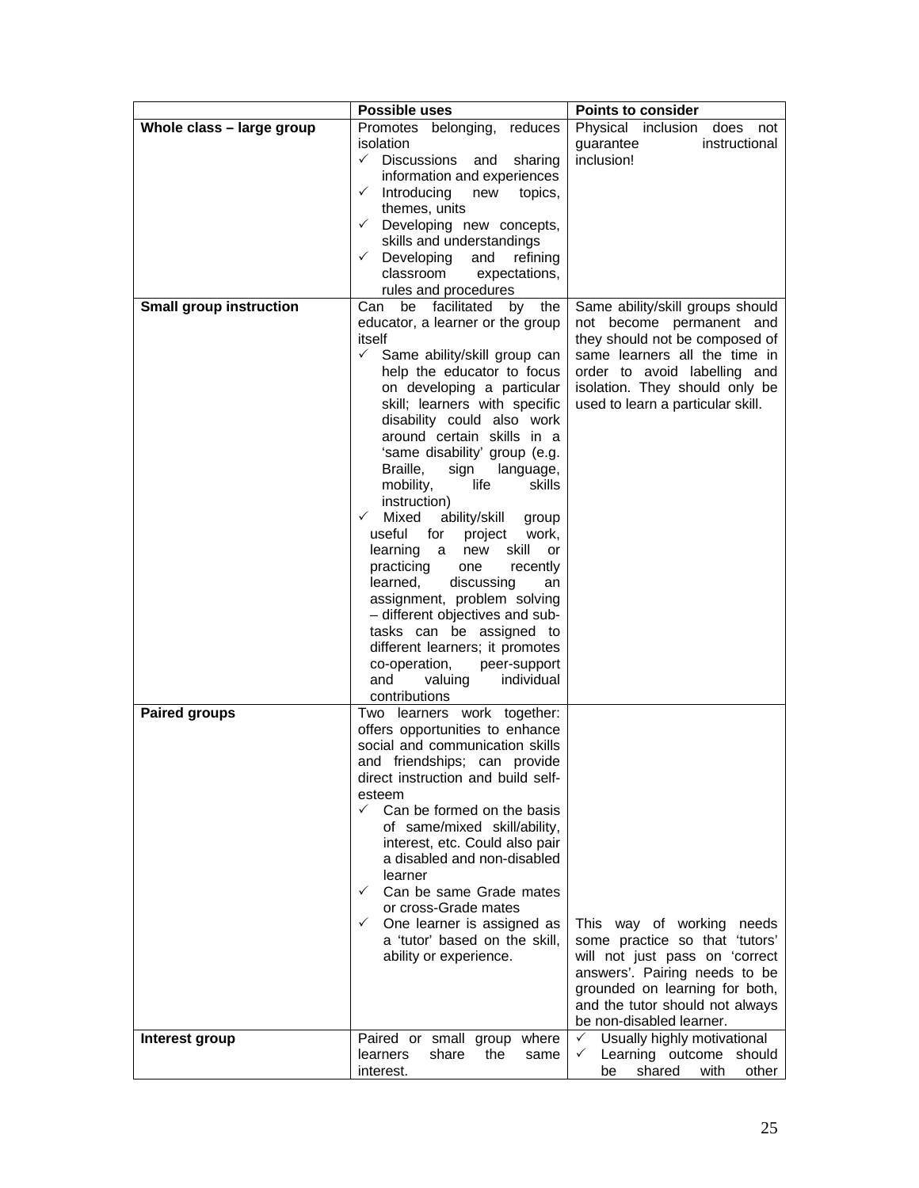| | Possible uses | Points to consider |
|---|---|---|
| **Whole class – large group** | Promotes belonging, reduces isolation<br>✓ Discussions and sharing information and experiences<br>✓ Introducing new topics, themes, units<br>✓ Developing new concepts, skills and understandings<br>✓ Developing and refining classroom expectations, rules and procedures | Physical inclusion does not guarantee instructional inclusion! |
| **Small group instruction** | Can be facilitated by the educator, a learner or the group itself<br>✓ Same ability/skill group can help the educator to focus on developing a particular skill; learners with specific disability could also work around certain skills in a 'same disability' group (e.g. Braille, sign language, mobility, life skills instruction)<br>✓ Mixed ability/skill group useful for project work, learning a new skill or practicing one recently learned, discussing an assignment, problem solving – different objectives and sub-tasks can be assigned to different learners; it promotes co-operation, peer-support and valuing individual contributions | Same ability/skill groups should not become permanent and they should not be composed of same learners all the time in order to avoid labelling and isolation. They should only be used to learn a particular skill. |
| **Paired groups** | Two learners work together: offers opportunities to enhance social and communication skills and friendships; can provide direct instruction and build self-esteem<br>✓ Can be formed on the basis of same/mixed skill/ability, interest, etc. Could also pair a disabled and non-disabled learner<br>✓ Can be same Grade mates or cross-Grade mates<br>✓ One learner is assigned as a 'tutor' based on the skill, ability or experience. | This way of working needs some practice so that 'tutors' will not just pass on 'correct answers'. Pairing needs to be grounded on learning for both, and the tutor should not always be non-disabled learner. |
| **Interest group** | Paired or small group where learners share the same interest. | ✓ Usually highly motivational<br>✓ Learning outcome should be shared with other |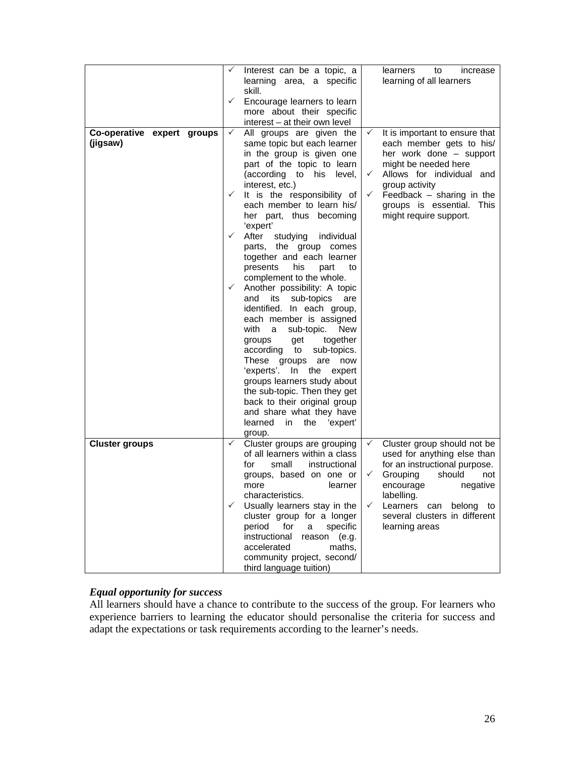| | | |
|---|---|---|
| | ✓ Interest can be a topic, a learning area, a specific skill.<br>✓ Encourage learners to learn more about their specific interest – at their own level | learners to increase learning of all learners |
| **Co-operative expert groups (jigsaw)** | ✓ All groups are given the same topic but each learner in the group is given one part of the topic to learn (according to his level, interest, etc.)<br>✓ It is the responsibility of each member to learn his/ her part, thus becoming 'expert'<br>✓ After studying individual parts, the group comes together and each learner presents his part to complement to the whole.<br>✓ Another possibility: A topic and its sub-topics are identified. In each group, each member is assigned with a sub-topic. New groups get together according to sub-topics. These groups are now 'experts'. In the expert groups learners study about the sub-topic. Then they get back to their original group and share what they have learned in the 'expert' group. | ✓ It is important to ensure that each member gets to his/ her work done – support might be needed here<br>✓ Allows for individual and group activity<br>✓ Feedback – sharing in the groups is essential. This might require support. |
| **Cluster groups** | ✓ Cluster groups are grouping of all learners within a class for small instructional groups, based on one or more learner characteristics.<br>✓ Usually learners stay in the cluster group for a longer period for a specific instructional reason (e.g. accelerated maths, community project, second/ third language tuition) | ✓ Cluster group should not be used for anything else than for an instructional purpose.<br>✓ Grouping should not encourage negative labelling.<br>✓ Learners can belong to several clusters in different learning areas |

***Equal opportunity for success***

All learners should have a chance to contribute to the success of the group. For learners who experience barriers to learning the educator should personalise the criteria for success and adapt the expectations or task requirements according to the learner's needs.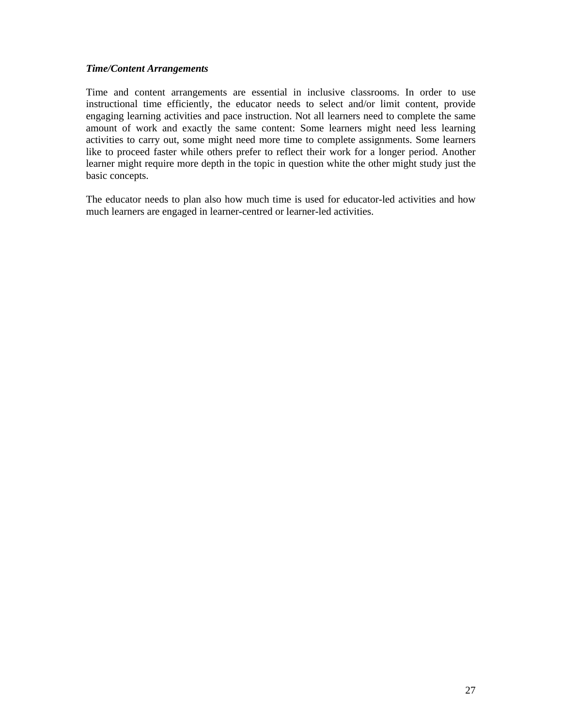***Time/Content Arrangements***

Time and content arrangements are essential in inclusive classrooms. In order to use instructional time efficiently, the educator needs to select and/or limit content, provide engaging learning activities and pace instruction. Not all learners need to complete the same amount of work and exactly the same content: Some learners might need less learning activities to carry out, some might need more time to complete assignments. Some learners like to proceed faster while others prefer to reflect their work for a longer period. Another learner might require more depth in the topic in question white the other might study just the basic concepts.

The educator needs to plan also how much time is used for educator-led activities and how much learners are engaged in learner-centred or learner-led activities.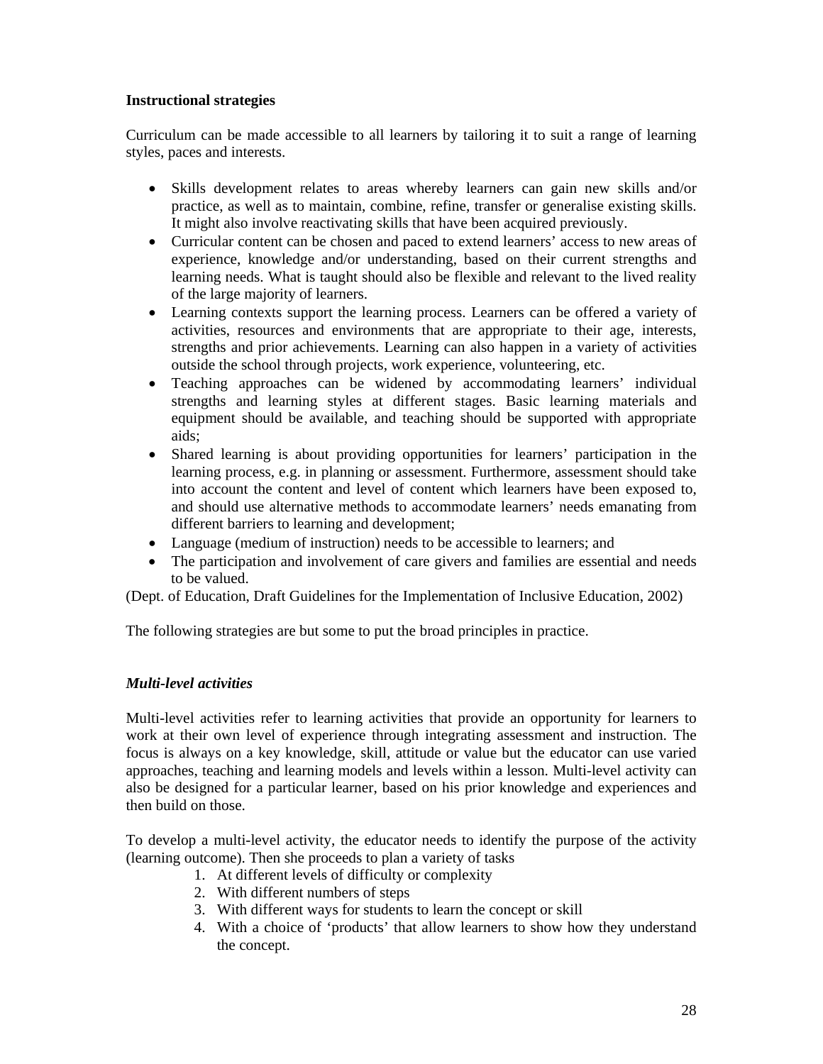**Instructional strategies**

Curriculum can be made accessible to all learners by tailoring it to suit a range of learning styles, paces and interests.

- Skills development relates to areas whereby learners can gain new skills and/or practice, as well as to maintain, combine, refine, transfer or generalise existing skills. It might also involve reactivating skills that have been acquired previously.
- Curricular content can be chosen and paced to extend learners' access to new areas of experience, knowledge and/or understanding, based on their current strengths and learning needs. What is taught should also be flexible and relevant to the lived reality of the large majority of learners.
- Learning contexts support the learning process. Learners can be offered a variety of activities, resources and environments that are appropriate to their age, interests, strengths and prior achievements. Learning can also happen in a variety of activities outside the school through projects, work experience, volunteering, etc.
- Teaching approaches can be widened by accommodating learners' individual strengths and learning styles at different stages. Basic learning materials and equipment should be available, and teaching should be supported with appropriate aids;
- Shared learning is about providing opportunities for learners' participation in the learning process, e.g. in planning or assessment. Furthermore, assessment should take into account the content and level of content which learners have been exposed to, and should use alternative methods to accommodate learners' needs emanating from different barriers to learning and development;
- Language (medium of instruction) needs to be accessible to learners; and
- The participation and involvement of care givers and families are essential and needs to be valued.

(Dept. of Education, Draft Guidelines for the Implementation of Inclusive Education, 2002)

The following strategies are but some to put the broad principles in practice.

***Multi-level activities***

Multi-level activities refer to learning activities that provide an opportunity for learners to work at their own level of experience through integrating assessment and instruction. The focus is always on a key knowledge, skill, attitude or value but the educator can use varied approaches, teaching and learning models and levels within a lesson. Multi-level activity can also be designed for a particular learner, based on his prior knowledge and experiences and then build on those.

To develop a multi-level activity, the educator needs to identify the purpose of the activity (learning outcome). Then she proceeds to plan a variety of tasks

1. At different levels of difficulty or complexity
2. With different numbers of steps
3. With different ways for students to learn the concept or skill
4. With a choice of 'products' that allow learners to show how they understand the concept.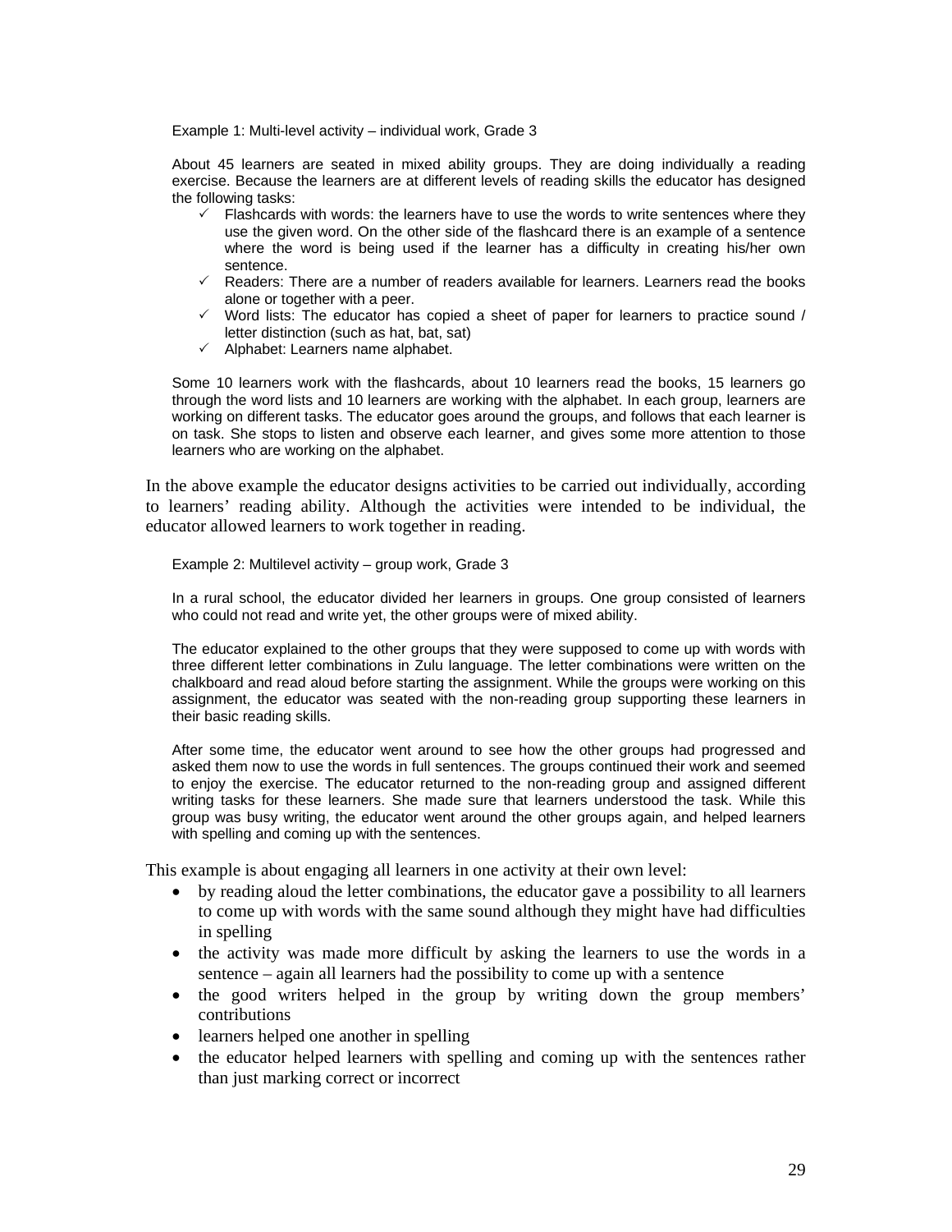Example 1: Multi-level activity – individual work, Grade 3

About 45 learners are seated in mixed ability groups. They are doing individually a reading exercise. Because the learners are at different levels of reading skills the educator has designed the following tasks:

- ✓ Flashcards with words: the learners have to use the words to write sentences where they use the given word. On the other side of the flashcard there is an example of a sentence where the word is being used if the learner has a difficulty in creating his/her own sentence.
- ✓ Readers: There are a number of readers available for learners. Learners read the books alone or together with a peer.
- ✓ Word lists: The educator has copied a sheet of paper for learners to practice sound / letter distinction (such as hat, bat, sat)
- ✓ Alphabet: Learners name alphabet.

Some 10 learners work with the flashcards, about 10 learners read the books, 15 learners go through the word lists and 10 learners are working with the alphabet. In each group, learners are working on different tasks. The educator goes around the groups, and follows that each learner is on task. She stops to listen and observe each learner, and gives some more attention to those learners who are working on the alphabet.

In the above example the educator designs activities to be carried out individually, according to learners' reading ability. Although the activities were intended to be individual, the educator allowed learners to work together in reading.

Example 2: Multilevel activity – group work, Grade 3

In a rural school, the educator divided her learners in groups. One group consisted of learners who could not read and write yet, the other groups were of mixed ability.

The educator explained to the other groups that they were supposed to come up with words with three different letter combinations in Zulu language. The letter combinations were written on the chalkboard and read aloud before starting the assignment. While the groups were working on this assignment, the educator was seated with the non-reading group supporting these learners in their basic reading skills.

After some time, the educator went around to see how the other groups had progressed and asked them now to use the words in full sentences. The groups continued their work and seemed to enjoy the exercise. The educator returned to the non-reading group and assigned different writing tasks for these learners. She made sure that learners understood the task. While this group was busy writing, the educator went around the other groups again, and helped learners with spelling and coming up with the sentences.

This example is about engaging all learners in one activity at their own level:

- by reading aloud the letter combinations, the educator gave a possibility to all learners to come up with words with the same sound although they might have had difficulties in spelling
- the activity was made more difficult by asking the learners to use the words in a sentence – again all learners had the possibility to come up with a sentence
- the good writers helped in the group by writing down the group members' contributions
- learners helped one another in spelling
- the educator helped learners with spelling and coming up with the sentences rather than just marking correct or incorrect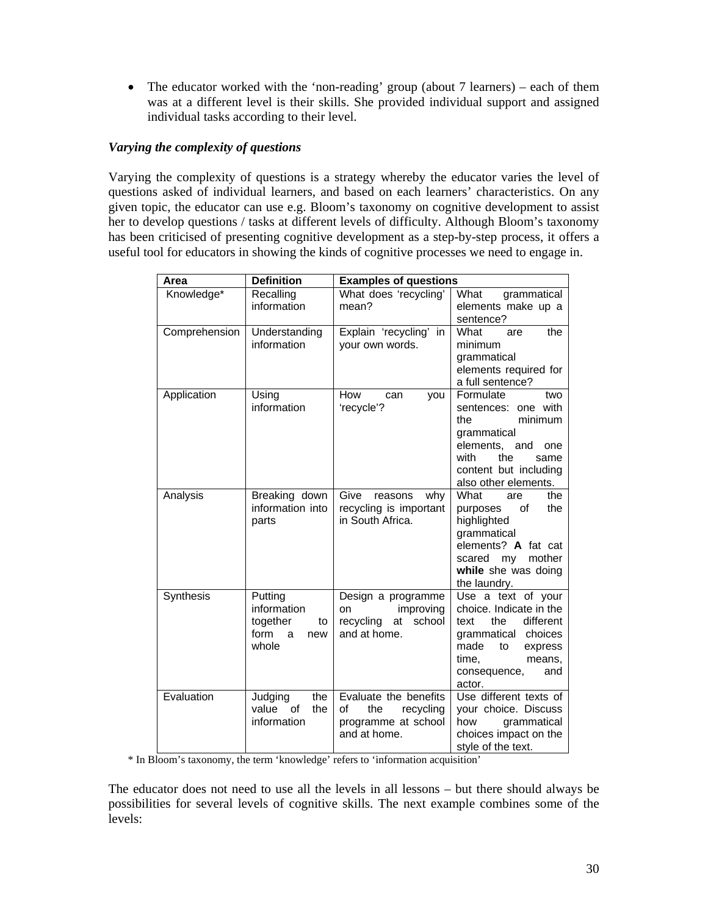- The educator worked with the 'non-reading' group (about 7 learners) – each of them was at a different level is their skills. She provided individual support and assigned individual tasks according to their level.

### *Varying the complexity of questions*

Varying the complexity of questions is a strategy whereby the educator varies the level of questions asked of individual learners, and based on each learners' characteristics. On any given topic, the educator can use e.g. Bloom's taxonomy on cognitive development to assist her to develop questions / tasks at different levels of difficulty. Although Bloom's taxonomy has been criticised of presenting cognitive development as a step-by-step process, it offers a useful tool for educators in showing the kinds of cognitive processes we need to engage in.

| **Area** | **Definition** | **Examples of questions** | |
|---|---|---|---|
| Knowledge* | Recalling information | What does 'recycling' mean? | What grammatical elements make up a sentence? |
| Comprehension | Understanding information | Explain 'recycling' in your own words. | What are the minimum grammatical elements required for a full sentence? |
| Application | Using information | How can you 'recycle'? | Formulate two sentences: one with the minimum grammatical elements, and one with the same content but including also other elements. |
| Analysis | Breaking down information into parts | Give reasons why recycling is important in South Africa. | What are the purposes of the highlighted grammatical elements? **A** fat cat scared my mother **while** she was doing the laundry. |
| Synthesis | Putting information together to form a new whole | Design a programme on improving recycling at school and at home. | Use a text of your choice. Indicate in the text the different grammatical choices made to express time, means, consequence, and actor. |
| Evaluation | Judging the value of the information | Evaluate the benefits of the recycling programme at school and at home. | Use different texts of your choice. Discuss how grammatical choices impact on the style of the text. |

\* In Bloom's taxonomy, the term 'knowledge' refers to 'information acquisition'

The educator does not need to use all the levels in all lessons – but there should always be possibilities for several levels of cognitive skills. The next example combines some of the levels: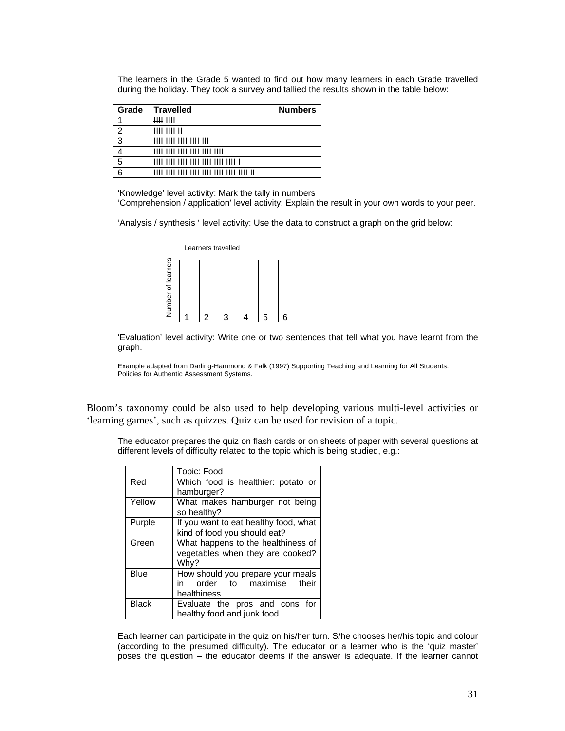The learners in the Grade 5 wanted to find out how many learners in each Grade travelled during the holiday. They took a survey and tallied the results shown in the table below:

| Grade | Travelled | Numbers |
|---|---|---|
| 1 | ~~IIII~~ IIII | |
| 2 | ~~IIII~~ ~~IIII~~ II | |
| 3 | ~~IIII~~ ~~IIII~~ ~~IIII~~ ~~IIII~~ III | |
| 4 | ~~IIII~~ ~~IIII~~ ~~IIII~~ ~~IIII~~ ~~IIII~~ IIII | |
| 5 | ~~IIII~~ ~~IIII~~ ~~IIII~~ ~~IIII~~ ~~IIII~~ ~~IIII~~ ~~IIII~~ I | |
| 6 | ~~IIII~~ ~~IIII~~ ~~IIII~~ ~~IIII~~ ~~IIII~~ ~~IIII~~ ~~IIII~~ ~~IIII~~ II | |

'Knowledge' level activity: Mark the tally in numbers
'Comprehension / application' level activity: Explain the result in your own words to your peer.

'Analysis / synthesis ' level activity: Use the data to construct a graph on the grid below:

Learners travelled

Number of learners

| | | | | | |
|---|---|---|---|---|---|
| | | | | | |
| | | | | | |
| | | | | | |
| | | | | | |
| 1 | 2 | 3 | 4 | 5 | 6 |

'Evaluation' level activity: Write one or two sentences that tell what you have learnt from the graph.

Example adapted from Darling-Hammond & Falk (1997) Supporting Teaching and Learning for All Students: Policies for Authentic Assessment Systems.

Bloom's taxonomy could be also used to help developing various multi-level activities or 'learning games', such as quizzes. Quiz can be used for revision of a topic.

The educator prepares the quiz on flash cards or on sheets of paper with several questions at different levels of difficulty related to the topic which is being studied, e.g.:

| | Topic: Food |
|---|---|
| Red | Which food is healthier: potato or hamburger? |
| Yellow | What makes hamburger not being so healthy? |
| Purple | If you want to eat healthy food, what kind of food you should eat? |
| Green | What happens to the healthiness of vegetables when they are cooked? Why? |
| Blue | How should you prepare your meals in order to maximise their healthiness. |
| Black | Evaluate the pros and cons for healthy food and junk food. |

Each learner can participate in the quiz on his/her turn. S/he chooses her/his topic and colour (according to the presumed difficulty). The educator or a learner who is the 'quiz master' poses the question – the educator deems if the answer is adequate. If the learner cannot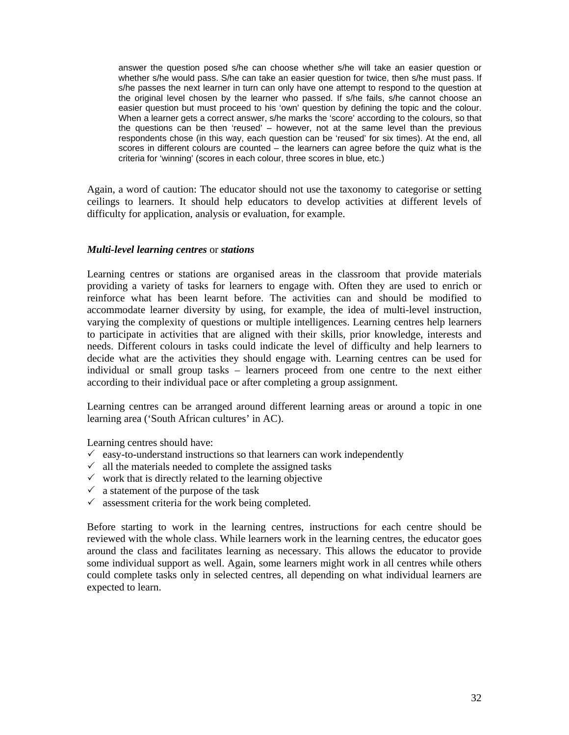> answer the question posed s/he can choose whether s/he will take an easier question or whether s/he would pass. S/he can take an easier question for twice, then s/he must pass. If s/he passes the next learner in turn can only have one attempt to respond to the question at the original level chosen by the learner who passed. If s/he fails, s/he cannot choose an easier question but must proceed to his 'own' question by defining the topic and the colour. When a learner gets a correct answer, s/he marks the 'score' according to the colours, so that the questions can be then 'reused' – however, not at the same level than the previous respondents chose (in this way, each question can be 'reused' for six times). At the end, all scores in different colours are counted – the learners can agree before the quiz what is the criteria for 'winning' (scores in each colour, three scores in blue, etc.)

Again, a word of caution: The educator should not use the taxonomy to categorise or setting ceilings to learners. It should help educators to develop activities at different levels of difficulty for application, analysis or evaluation, for example.

***Multi-level learning centres*** or ***stations***

Learning centres or stations are organised areas in the classroom that provide materials providing a variety of tasks for learners to engage with. Often they are used to enrich or reinforce what has been learnt before. The activities can and should be modified to accommodate learner diversity by using, for example, the idea of multi-level instruction, varying the complexity of questions or multiple intelligences. Learning centres help learners to participate in activities that are aligned with their skills, prior knowledge, interests and needs. Different colours in tasks could indicate the level of difficulty and help learners to decide what are the activities they should engage with. Learning centres can be used for individual or small group tasks – learners proceed from one centre to the next either according to their individual pace or after completing a group assignment.

Learning centres can be arranged around different learning areas or around a topic in one learning area ('South African cultures' in AC).

Learning centres should have:

- ✓ easy-to-understand instructions so that learners can work independently
- ✓ all the materials needed to complete the assigned tasks
- ✓ work that is directly related to the learning objective
- ✓ a statement of the purpose of the task
- ✓ assessment criteria for the work being completed.

Before starting to work in the learning centres, instructions for each centre should be reviewed with the whole class. While learners work in the learning centres, the educator goes around the class and facilitates learning as necessary. This allows the educator to provide some individual support as well. Again, some learners might work in all centres while others could complete tasks only in selected centres, all depending on what individual learners are expected to learn.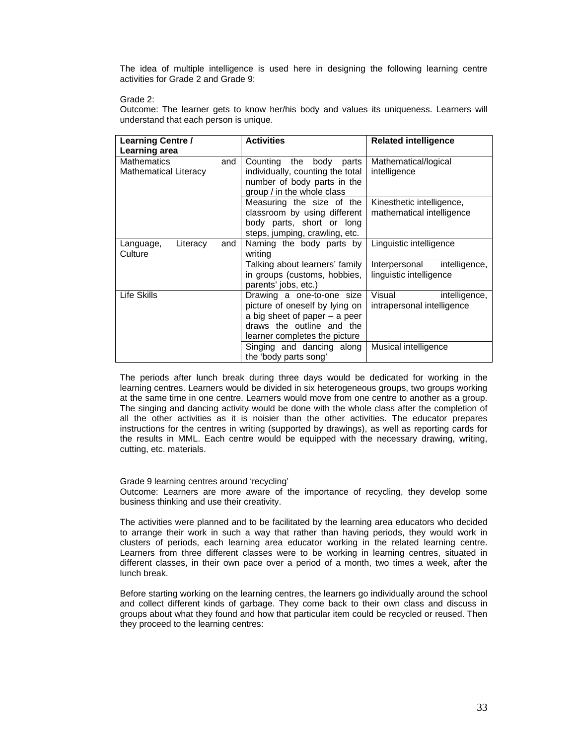The idea of multiple intelligence is used here in designing the following learning centre activities for Grade 2 and Grade 9:

Grade 2:
Outcome: The learner gets to know her/his body and values its uniqueness. Learners will understand that each person is unique.

| **Learning Centre / Learning area** | **Activities** | **Related intelligence** |
|---|---|---|
| Mathematics and Mathematical Literacy | Counting the body parts individually, counting the total number of body parts in the group / in the whole class | Mathematical/logical intelligence |
| | Measuring the size of the classroom by using different body parts, short or long steps, jumping, crawling, etc. | Kinesthetic intelligence, mathematical intelligence |
| Language, Literacy and Culture | Naming the body parts by writing | Linguistic intelligence |
| | Talking about learners' family in groups (customs, hobbies, parents' jobs, etc.) | Interpersonal intelligence, linguistic intelligence |
| Life Skills | Drawing a one-to-one size picture of oneself by lying on a big sheet of paper – a peer draws the outline and the learner completes the picture | Visual intelligence, intrapersonal intelligence |
| | Singing and dancing along the 'body parts song' | Musical intelligence |

The periods after lunch break during three days would be dedicated for working in the learning centres. Learners would be divided in six heterogeneous groups, two groups working at the same time in one centre. Learners would move from one centre to another as a group. The singing and dancing activity would be done with the whole class after the completion of all the other activities as it is noisier than the other activities. The educator prepares instructions for the centres in writing (supported by drawings), as well as reporting cards for the results in MML. Each centre would be equipped with the necessary drawing, writing, cutting, etc. materials.

Grade 9 learning centres around 'recycling'
Outcome: Learners are more aware of the importance of recycling, they develop some business thinking and use their creativity.

The activities were planned and to be facilitated by the learning area educators who decided to arrange their work in such a way that rather than having periods, they would work in clusters of periods, each learning area educator working in the related learning centre. Learners from three different classes were to be working in learning centres, situated in different classes, in their own pace over a period of a month, two times a week, after the lunch break.

Before starting working on the learning centres, the learners go individually around the school and collect different kinds of garbage. They come back to their own class and discuss in groups about what they found and how that particular item could be recycled or reused. Then they proceed to the learning centres: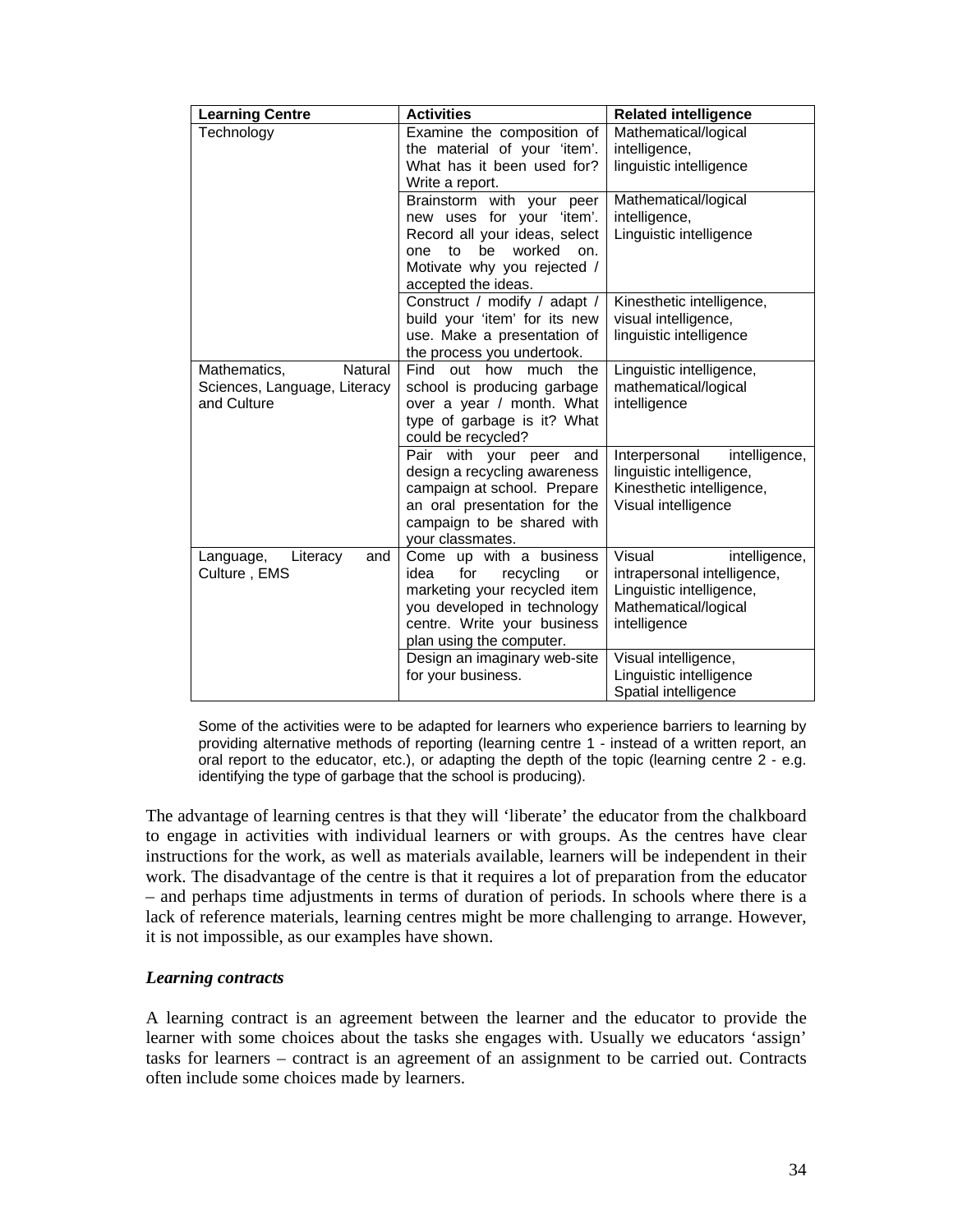| Learning Centre | Activities | Related intelligence |
|---|---|---|
| Technology | Examine the composition of the material of your 'item'. What has it been used for? Write a report. | Mathematical/logical intelligence, linguistic intelligence |
| | Brainstorm with your peer new uses for your 'item'. Record all your ideas, select one to be worked on. Motivate why you rejected / accepted the ideas. | Mathematical/logical intelligence, Linguistic intelligence |
| | Construct / modify / adapt / build your 'item' for its new use. Make a presentation of the process you undertook. | Kinesthetic intelligence, visual intelligence, linguistic intelligence |
| Mathematics, Natural Sciences, Language, Literacy and Culture | Find out how much the school is producing garbage over a year / month. What type of garbage is it? What could be recycled? | Linguistic intelligence, mathematical/logical intelligence |
| | Pair with your peer and design a recycling awareness campaign at school. Prepare an oral presentation for the campaign to be shared with your classmates. | Interpersonal intelligence, linguistic intelligence, Kinesthetic intelligence, Visual intelligence |
| Language, Literacy and Culture , EMS | Come up with a business idea for recycling or marketing your recycled item you developed in technology centre. Write your business plan using the computer. | Visual intelligence, intrapersonal intelligence, Linguistic intelligence, Mathematical/logical intelligence |
| | Design an imaginary web-site for your business. | Visual intelligence, Linguistic intelligence Spatial intelligence |

Some of the activities were to be adapted for learners who experience barriers to learning by providing alternative methods of reporting (learning centre 1 - instead of a written report, an oral report to the educator, etc.), or adapting the depth of the topic (learning centre 2 - e.g. identifying the type of garbage that the school is producing).

The advantage of learning centres is that they will 'liberate' the educator from the chalkboard to engage in activities with individual learners or with groups. As the centres have clear instructions for the work, as well as materials available, learners will be independent in their work. The disadvantage of the centre is that it requires a lot of preparation from the educator – and perhaps time adjustments in terms of duration of periods. In schools where there is a lack of reference materials, learning centres might be more challenging to arrange. However, it is not impossible, as our examples have shown.

### *Learning contracts*

A learning contract is an agreement between the learner and the educator to provide the learner with some choices about the tasks she engages with. Usually we educators 'assign' tasks for learners – contract is an agreement of an assignment to be carried out. Contracts often include some choices made by learners.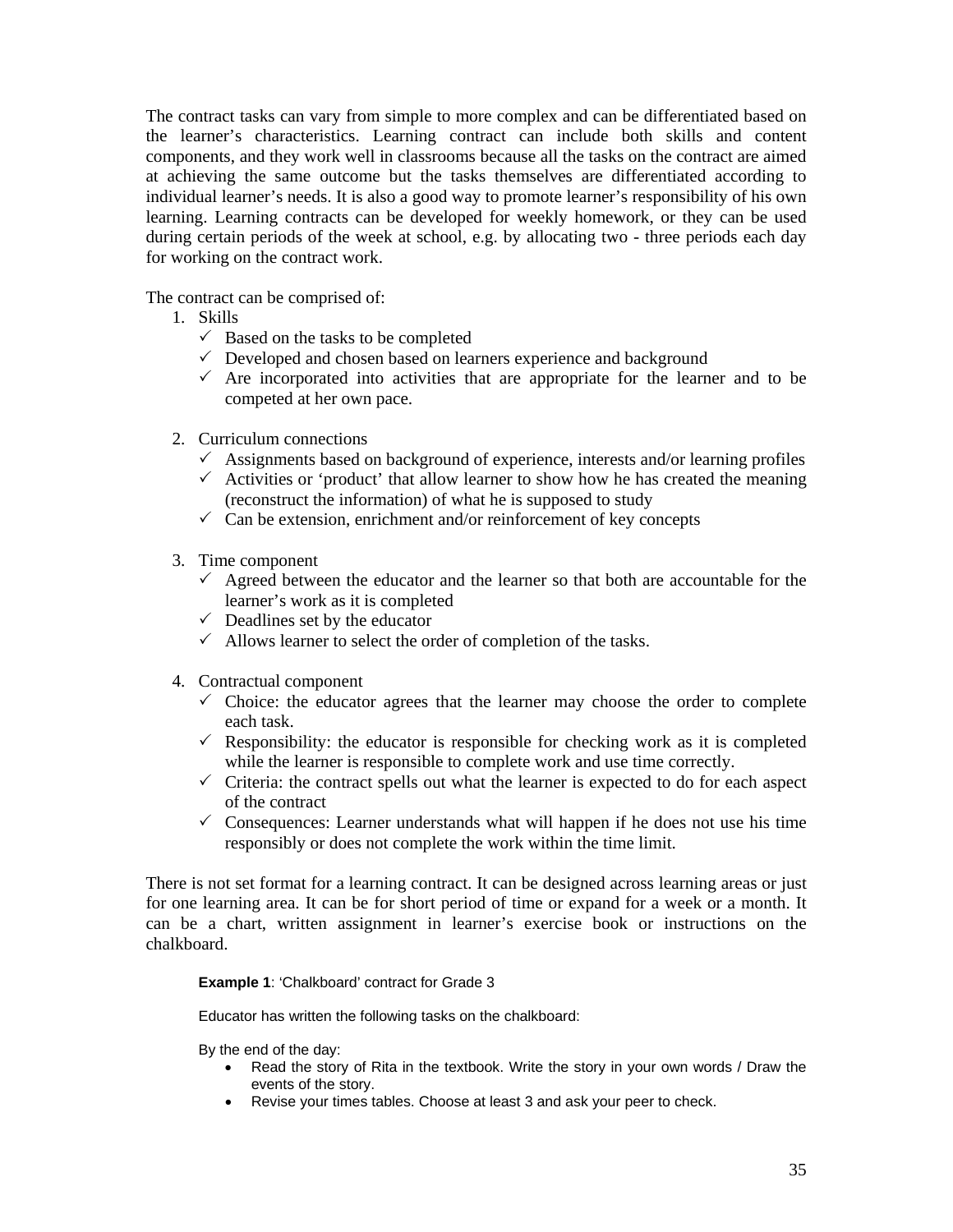The contract tasks can vary from simple to more complex and can be differentiated based on the learner's characteristics. Learning contract can include both skills and content components, and they work well in classrooms because all the tasks on the contract are aimed at achieving the same outcome but the tasks themselves are differentiated according to individual learner's needs. It is also a good way to promote learner's responsibility of his own learning. Learning contracts can be developed for weekly homework, or they can be used during certain periods of the week at school, e.g. by allocating two - three periods each day for working on the contract work.

The contract can be comprised of:

1. Skills
   - ✓ Based on the tasks to be completed
   - ✓ Developed and chosen based on learners experience and background
   - ✓ Are incorporated into activities that are appropriate for the learner and to be competed at her own pace.

2. Curriculum connections
   - ✓ Assignments based on background of experience, interests and/or learning profiles
   - ✓ Activities or 'product' that allow learner to show how he has created the meaning (reconstruct the information) of what he is supposed to study
   - ✓ Can be extension, enrichment and/or reinforcement of key concepts

3. Time component
   - ✓ Agreed between the educator and the learner so that both are accountable for the learner's work as it is completed
   - ✓ Deadlines set by the educator
   - ✓ Allows learner to select the order of completion of the tasks.

4. Contractual component
   - ✓ Choice: the educator agrees that the learner may choose the order to complete each task.
   - ✓ Responsibility: the educator is responsible for checking work as it is completed while the learner is responsible to complete work and use time correctly.
   - ✓ Criteria: the contract spells out what the learner is expected to do for each aspect of the contract
   - ✓ Consequences: Learner understands what will happen if he does not use his time responsibly or does not complete the work within the time limit.

There is not set format for a learning contract. It can be designed across learning areas or just for one learning area. It can be for short period of time or expand for a week or a month. It can be a chart, written assignment in learner's exercise book or instructions on the chalkboard.

**Example 1**: 'Chalkboard' contract for Grade 3

Educator has written the following tasks on the chalkboard:

By the end of the day:

- Read the story of Rita in the textbook. Write the story in your own words / Draw the events of the story.
- Revise your times tables. Choose at least 3 and ask your peer to check.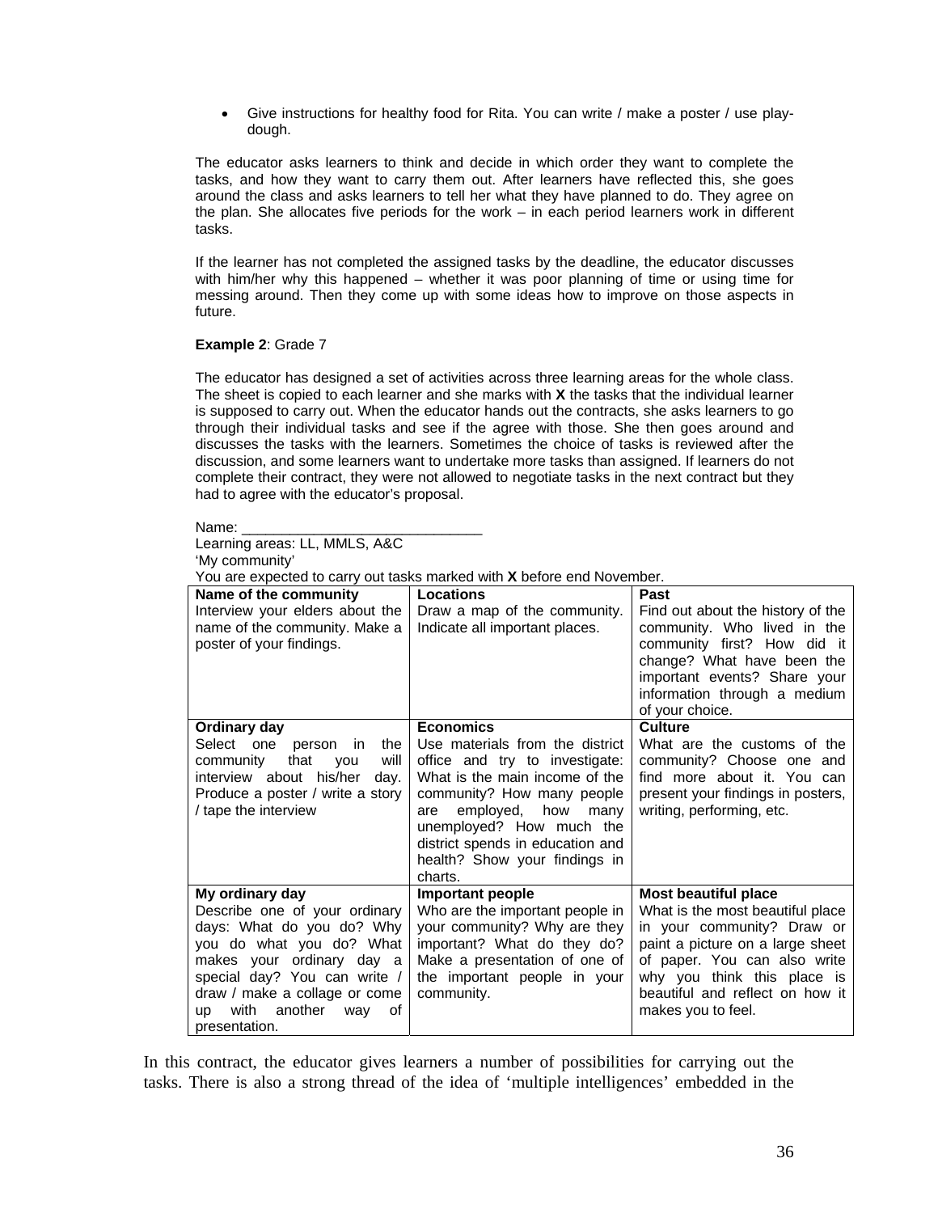- Give instructions for healthy food for Rita. You can write / make a poster / use play-dough.

The educator asks learners to think and decide in which order they want to complete the tasks, and how they want to carry them out. After learners have reflected this, she goes around the class and asks learners to tell her what they have planned to do. They agree on the plan. She allocates five periods for the work – in each period learners work in different tasks.

If the learner has not completed the assigned tasks by the deadline, the educator discusses with him/her why this happened – whether it was poor planning of time or using time for messing around. Then they come up with some ideas how to improve on those aspects in future.

**Example 2**: Grade 7

The educator has designed a set of activities across three learning areas for the whole class. The sheet is copied to each learner and she marks with **X** the tasks that the individual learner is supposed to carry out. When the educator hands out the contracts, she asks learners to go through their individual tasks and see if the agree with those. She then goes around and discusses the tasks with the learners. Sometimes the choice of tasks is reviewed after the discussion, and some learners want to undertake more tasks than assigned. If learners do not complete their contract, they were not allowed to negotiate tasks in the next contract but they had to agree with the educator's proposal.

Name: ______________________________
Learning areas: LL, MMLS, A&C
'My community'
You are expected to carry out tasks marked with **X** before end November.

| | | |
|---|---|---|
| **Name of the community**<br>Interview your elders about the name of the community. Make a poster of your findings. | **Locations**<br>Draw a map of the community. Indicate all important places. | **Past**<br>Find out about the history of the community. Who lived in the community first? How did it change? What have been the important events? Share your information through a medium of your choice. |
| **Ordinary day**<br>Select one person in the community that you will interview about his/her day. Produce a poster / write a story / tape the interview | **Economics**<br>Use materials from the district office and try to investigate: What is the main income of the community? How many people are employed, how many unemployed? How much the district spends in education and health? Show your findings in charts. | **Culture**<br>What are the customs of the community? Choose one and find more about it. You can present your findings in posters, writing, performing, etc. |
| **My ordinary day**<br>Describe one of your ordinary days: What do you do? Why you do what you do? What makes your ordinary day a special day? You can write / draw / make a collage or come up with another way of presentation. | **Important people**<br>Who are the important people in your community? Why are they important? What do they do? Make a presentation of one of the important people in your community. | **Most beautiful place**<br>What is the most beautiful place in your community? Draw or paint a picture on a large sheet of paper. You can also write why you think this place is beautiful and reflect on how it makes you to feel. |

In this contract, the educator gives learners a number of possibilities for carrying out the tasks. There is also a strong thread of the idea of 'multiple intelligences' embedded in the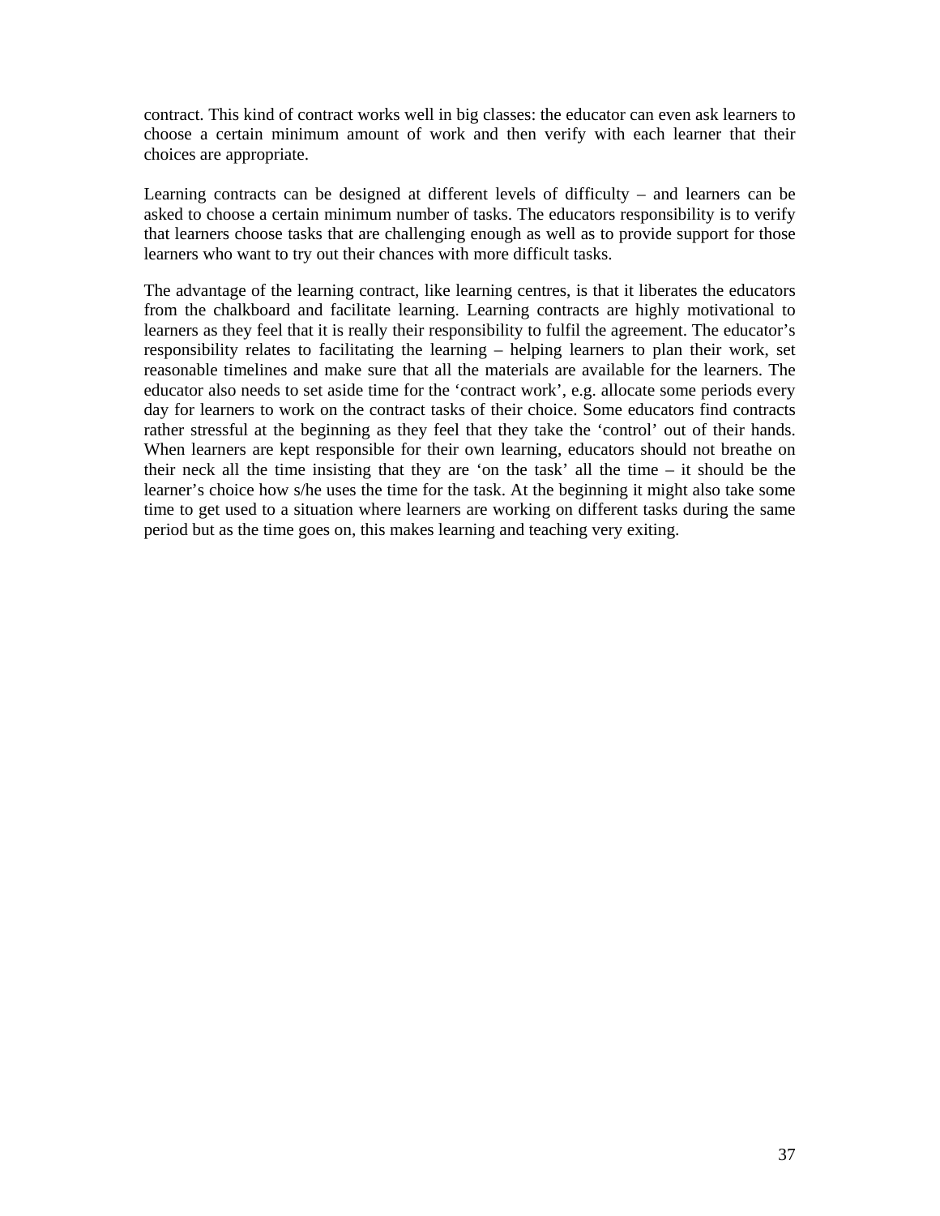contract. This kind of contract works well in big classes: the educator can even ask learners to choose a certain minimum amount of work and then verify with each learner that their choices are appropriate.

Learning contracts can be designed at different levels of difficulty – and learners can be asked to choose a certain minimum number of tasks. The educators responsibility is to verify that learners choose tasks that are challenging enough as well as to provide support for those learners who want to try out their chances with more difficult tasks.

The advantage of the learning contract, like learning centres, is that it liberates the educators from the chalkboard and facilitate learning. Learning contracts are highly motivational to learners as they feel that it is really their responsibility to fulfil the agreement. The educator's responsibility relates to facilitating the learning – helping learners to plan their work, set reasonable timelines and make sure that all the materials are available for the learners. The educator also needs to set aside time for the 'contract work', e.g. allocate some periods every day for learners to work on the contract tasks of their choice. Some educators find contracts rather stressful at the beginning as they feel that they take the 'control' out of their hands. When learners are kept responsible for their own learning, educators should not breathe on their neck all the time insisting that they are 'on the task' all the time – it should be the learner's choice how s/he uses the time for the task. At the beginning it might also take some time to get used to a situation where learners are working on different tasks during the same period but as the time goes on, this makes learning and teaching very exiting.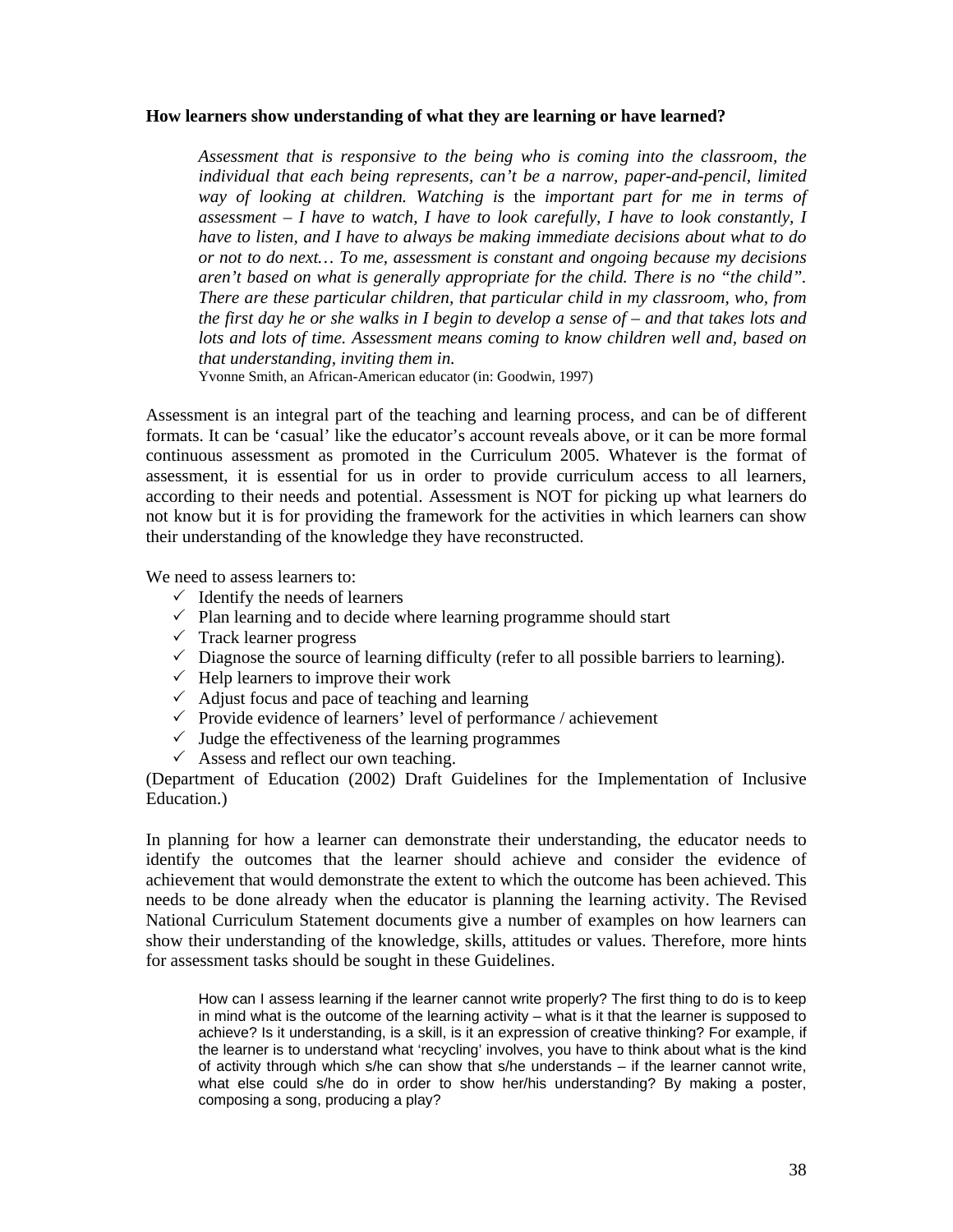**How learners show understanding of what they are learning or have learned?**

> *Assessment that is responsive to the being who is coming into the classroom, the individual that each being represents, can't be a narrow, paper-and-pencil, limited way of looking at children. Watching is* the *important part for me in terms of assessment – I have to watch, I have to look carefully, I have to look constantly, I have to listen, and I have to always be making immediate decisions about what to do or not to do next… To me, assessment is constant and ongoing because my decisions aren't based on what is generally appropriate for the child. There is no "the child". There are these particular children, that particular child in my classroom, who, from the first day he or she walks in I begin to develop a sense of – and that takes lots and lots and lots of time. Assessment means coming to know children well and, based on that understanding, inviting them in.*
>
> Yvonne Smith, an African-American educator (in: Goodwin, 1997)

Assessment is an integral part of the teaching and learning process, and can be of different formats. It can be 'casual' like the educator's account reveals above, or it can be more formal continuous assessment as promoted in the Curriculum 2005. Whatever is the format of assessment, it is essential for us in order to provide curriculum access to all learners, according to their needs and potential. Assessment is NOT for picking up what learners do not know but it is for providing the framework for the activities in which learners can show their understanding of the knowledge they have reconstructed.

We need to assess learners to:

- ✓ Identify the needs of learners
- ✓ Plan learning and to decide where learning programme should start
- ✓ Track learner progress
- ✓ Diagnose the source of learning difficulty (refer to all possible barriers to learning).
- ✓ Help learners to improve their work
- ✓ Adjust focus and pace of teaching and learning
- ✓ Provide evidence of learners' level of performance / achievement
- ✓ Judge the effectiveness of the learning programmes
- ✓ Assess and reflect our own teaching.

(Department of Education (2002) Draft Guidelines for the Implementation of Inclusive Education.)

In planning for how a learner can demonstrate their understanding, the educator needs to identify the outcomes that the learner should achieve and consider the evidence of achievement that would demonstrate the extent to which the outcome has been achieved. This needs to be done already when the educator is planning the learning activity. The Revised National Curriculum Statement documents give a number of examples on how learners can show their understanding of the knowledge, skills, attitudes or values. Therefore, more hints for assessment tasks should be sought in these Guidelines.

> How can I assess learning if the learner cannot write properly? The first thing to do is to keep in mind what is the outcome of the learning activity – what is it that the learner is supposed to achieve? Is it understanding, is a skill, is it an expression of creative thinking? For example, if the learner is to understand what 'recycling' involves, you have to think about what is the kind of activity through which s/he can show that s/he understands – if the learner cannot write, what else could s/he do in order to show her/his understanding? By making a poster, composing a song, producing a play?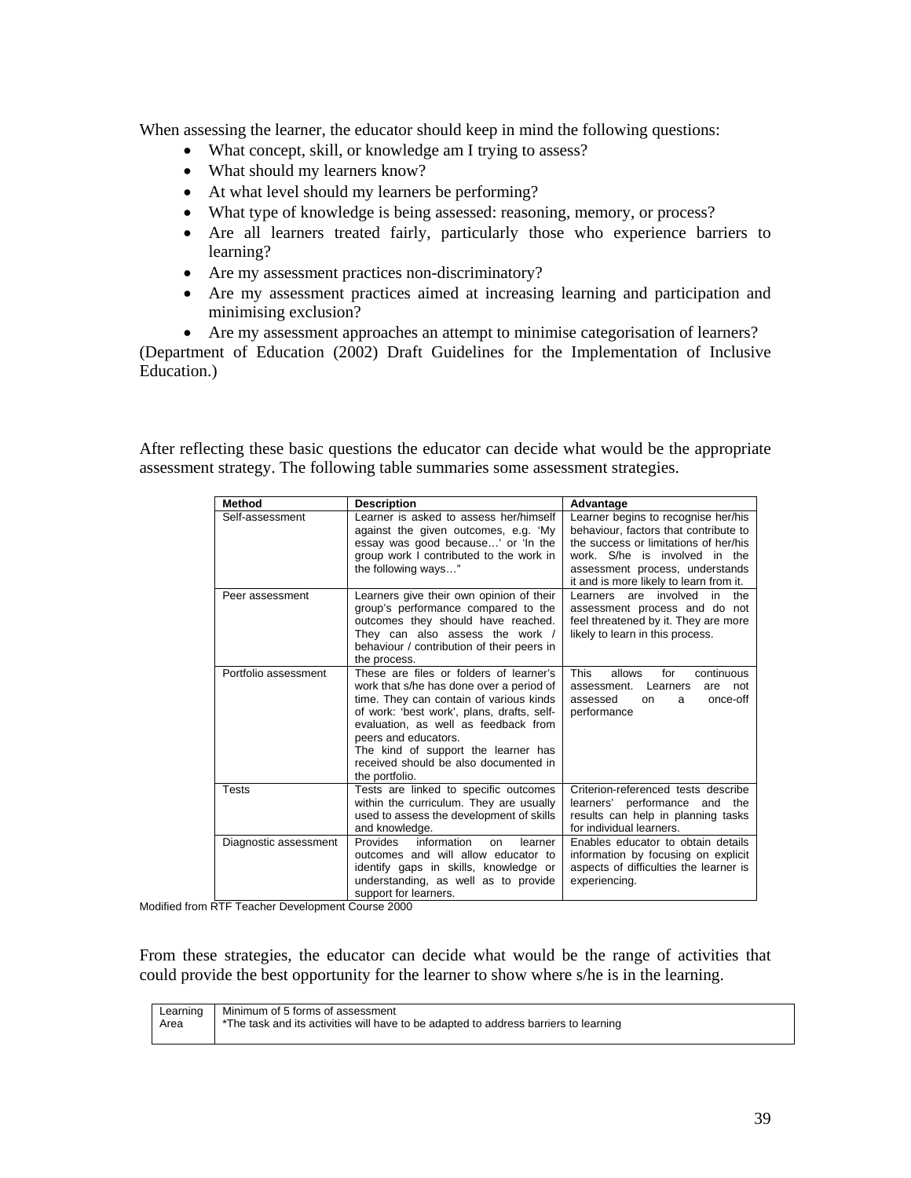When assessing the learner, the educator should keep in mind the following questions:

- What concept, skill, or knowledge am I trying to assess?
- What should my learners know?
- At what level should my learners be performing?
- What type of knowledge is being assessed: reasoning, memory, or process?
- Are all learners treated fairly, particularly those who experience barriers to learning?
- Are my assessment practices non-discriminatory?
- Are my assessment practices aimed at increasing learning and participation and minimising exclusion?
- Are my assessment approaches an attempt to minimise categorisation of learners?

(Department of Education (2002) Draft Guidelines for the Implementation of Inclusive Education.)

After reflecting these basic questions the educator can decide what would be the appropriate assessment strategy. The following table summaries some assessment strategies.

| Method | Description | Advantage |
|---|---|---|
| Self-assessment | Learner is asked to assess her/himself against the given outcomes, e.g. 'My essay was good because…' or 'In the group work I contributed to the work in the following ways…" | Learner begins to recognise her/his behaviour, factors that contribute to the success or limitations of her/his work. S/he is involved in the assessment process, understands it and is more likely to learn from it. |
| Peer assessment | Learners give their own opinion of their group's performance compared to the outcomes they should have reached. They can also assess the work / behaviour / contribution of their peers in the process. | Learners are involved in the assessment process and do not feel threatened by it. They are more likely to learn in this process. |
| Portfolio assessment | These are files or folders of learner's work that s/he has done over a period of time. They can contain of various kinds of work: 'best work', plans, drafts, self-evaluation, as well as feedback from peers and educators. The kind of support the learner has received should be also documented in the portfolio. | This allows for continuous assessment. Learners are not assessed on a once-off performance |
| Tests | Tests are linked to specific outcomes within the curriculum. They are usually used to assess the development of skills and knowledge. | Criterion-referenced tests describe learners' performance and the results can help in planning tasks for individual learners. |
| Diagnostic assessment | Provides information on learner outcomes and will allow educator to identify gaps in skills, knowledge or understanding, as well as to provide support for learners. | Enables educator to obtain details information by focusing on explicit aspects of difficulties the learner is experiencing. |

Modified from RTF Teacher Development Course 2000

From these strategies, the educator can decide what would be the range of activities that could provide the best opportunity for the learner to show where s/he is in the learning.

| Learning Area | Minimum of 5 forms of assessment<br>*The task and its activities will have to be adapted to address barriers to learning |
|---|---|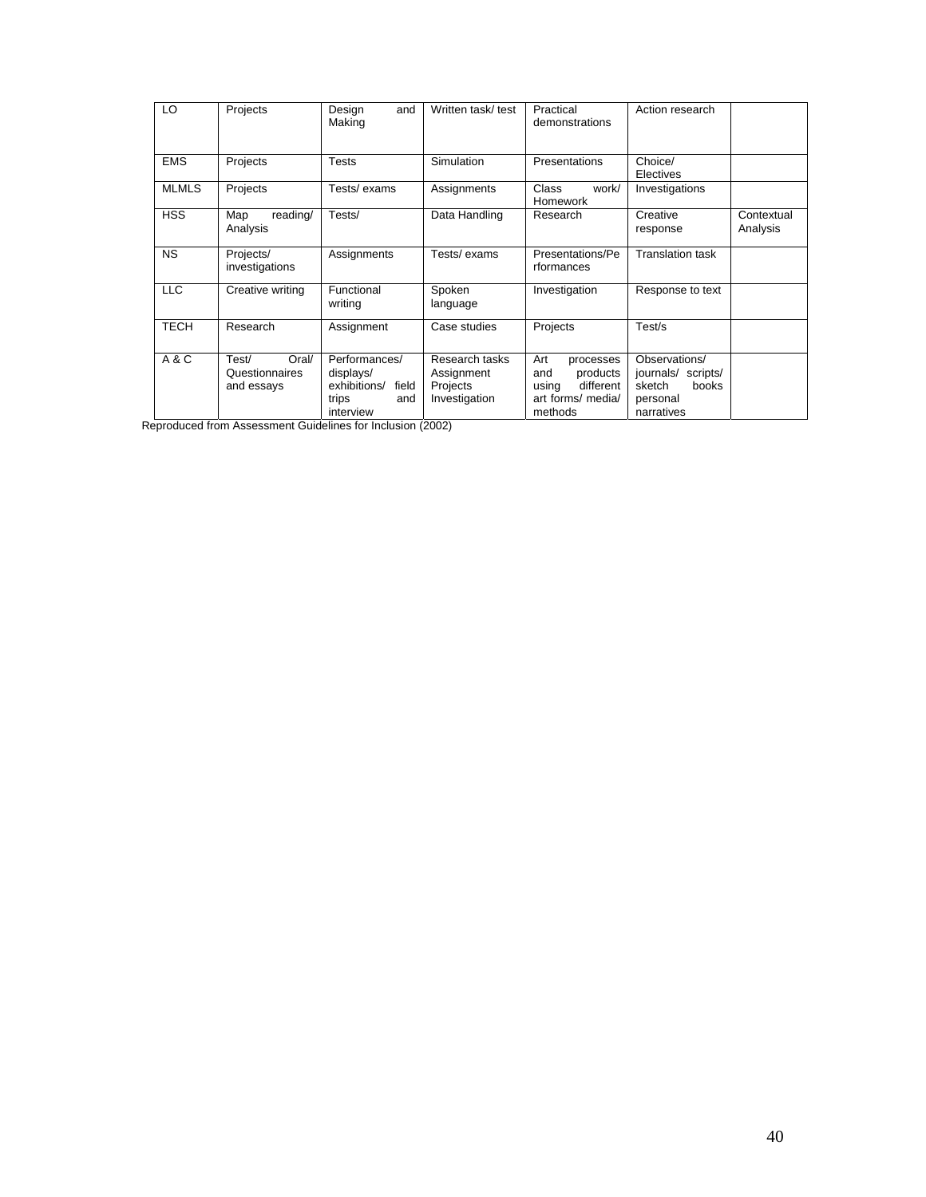| LO | Projects | Design and Making | Written task/ test | Practical demonstrations | Action research | |
|---|---|---|---|---|---|---|
| EMS | Projects | Tests | Simulation | Presentations | Choice/ Electives | |
| MLMLS | Projects | Tests/ exams | Assignments | Class work/ Homework | Investigations | |
| HSS | Map reading/ Analysis | Tests/ | Data Handling | Research | Creative response | Contextual Analysis |
| NS | Projects/ investigations | Assignments | Tests/ exams | Presentations/Performances | Translation task | |
| LLC | Creative writing | Functional writing | Spoken language | Investigation | Response to text | |
| TECH | Research | Assignment | Case studies | Projects | Test/s | |
| A & C | Test/ Oral/ Questionnaires and essays | Performances/ displays/ exhibitions/ field trips and interview | Research tasks Assignment Projects Investigation | Art processes and products using different art forms/ media/ methods | Observations/ journals/ scripts/ sketch books personal narratives | |

Reproduced from Assessment Guidelines for Inclusion (2002)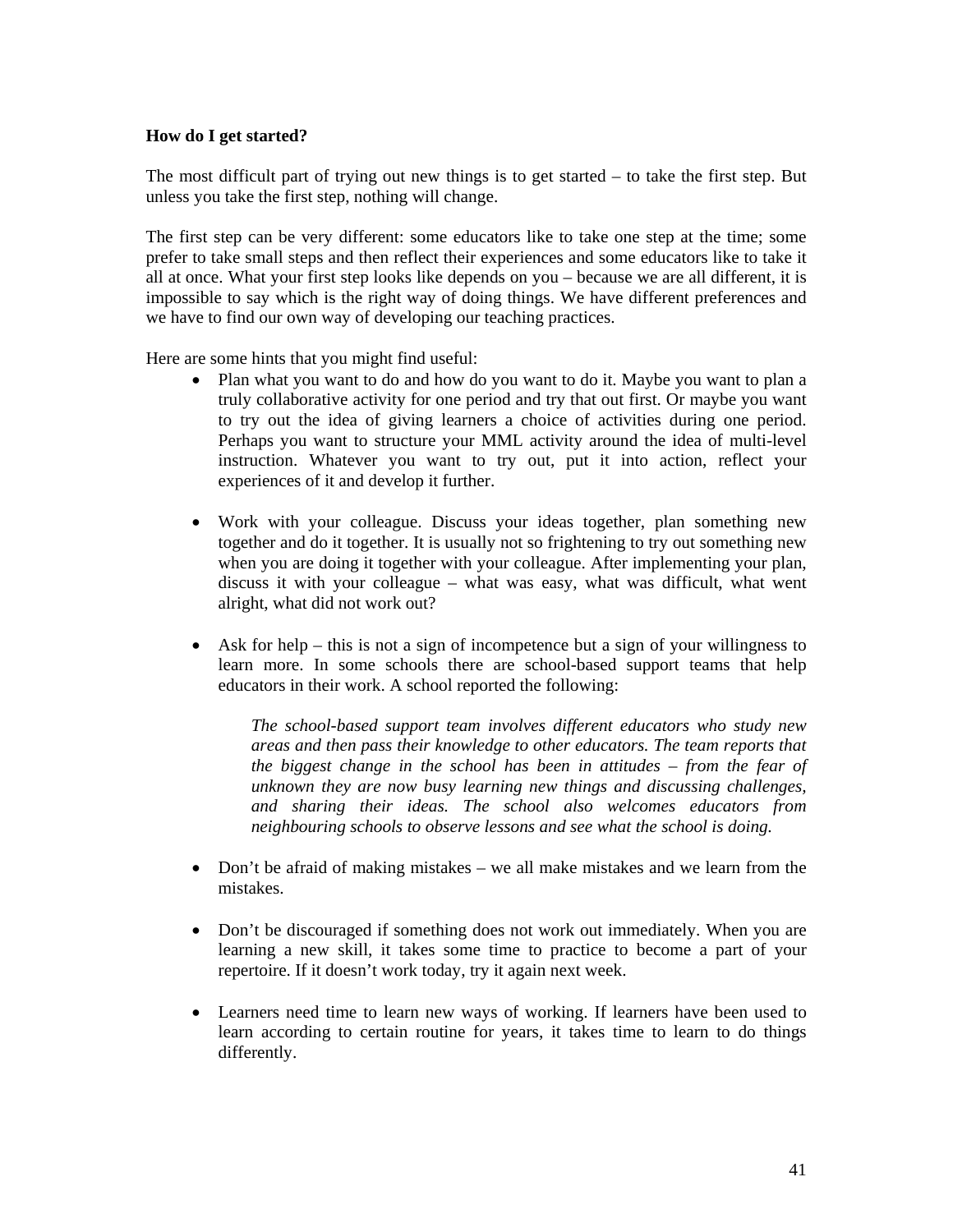**How do I get started?**

The most difficult part of trying out new things is to get started – to take the first step. But unless you take the first step, nothing will change.

The first step can be very different: some educators like to take one step at the time; some prefer to take small steps and then reflect their experiences and some educators like to take it all at once. What your first step looks like depends on you – because we are all different, it is impossible to say which is the right way of doing things. We have different preferences and we have to find our own way of developing our teaching practices.

Here are some hints that you might find useful:

- Plan what you want to do and how do you want to do it. Maybe you want to plan a truly collaborative activity for one period and try that out first. Or maybe you want to try out the idea of giving learners a choice of activities during one period. Perhaps you want to structure your MML activity around the idea of multi-level instruction. Whatever you want to try out, put it into action, reflect your experiences of it and develop it further.

- Work with your colleague. Discuss your ideas together, plan something new together and do it together. It is usually not so frightening to try out something new when you are doing it together with your colleague. After implementing your plan, discuss it with your colleague – what was easy, what was difficult, what went alright, what did not work out?

- Ask for help – this is not a sign of incompetence but a sign of your willingness to learn more. In some schools there are school-based support teams that help educators in their work. A school reported the following:

  > *The school-based support team involves different educators who study new areas and then pass their knowledge to other educators. The team reports that the biggest change in the school has been in attitudes – from the fear of unknown they are now busy learning new things and discussing challenges, and sharing their ideas. The school also welcomes educators from neighbouring schools to observe lessons and see what the school is doing.*

- Don't be afraid of making mistakes – we all make mistakes and we learn from the mistakes.

- Don't be discouraged if something does not work out immediately. When you are learning a new skill, it takes some time to practice to become a part of your repertoire. If it doesn't work today, try it again next week.

- Learners need time to learn new ways of working. If learners have been used to learn according to certain routine for years, it takes time to learn to do things differently.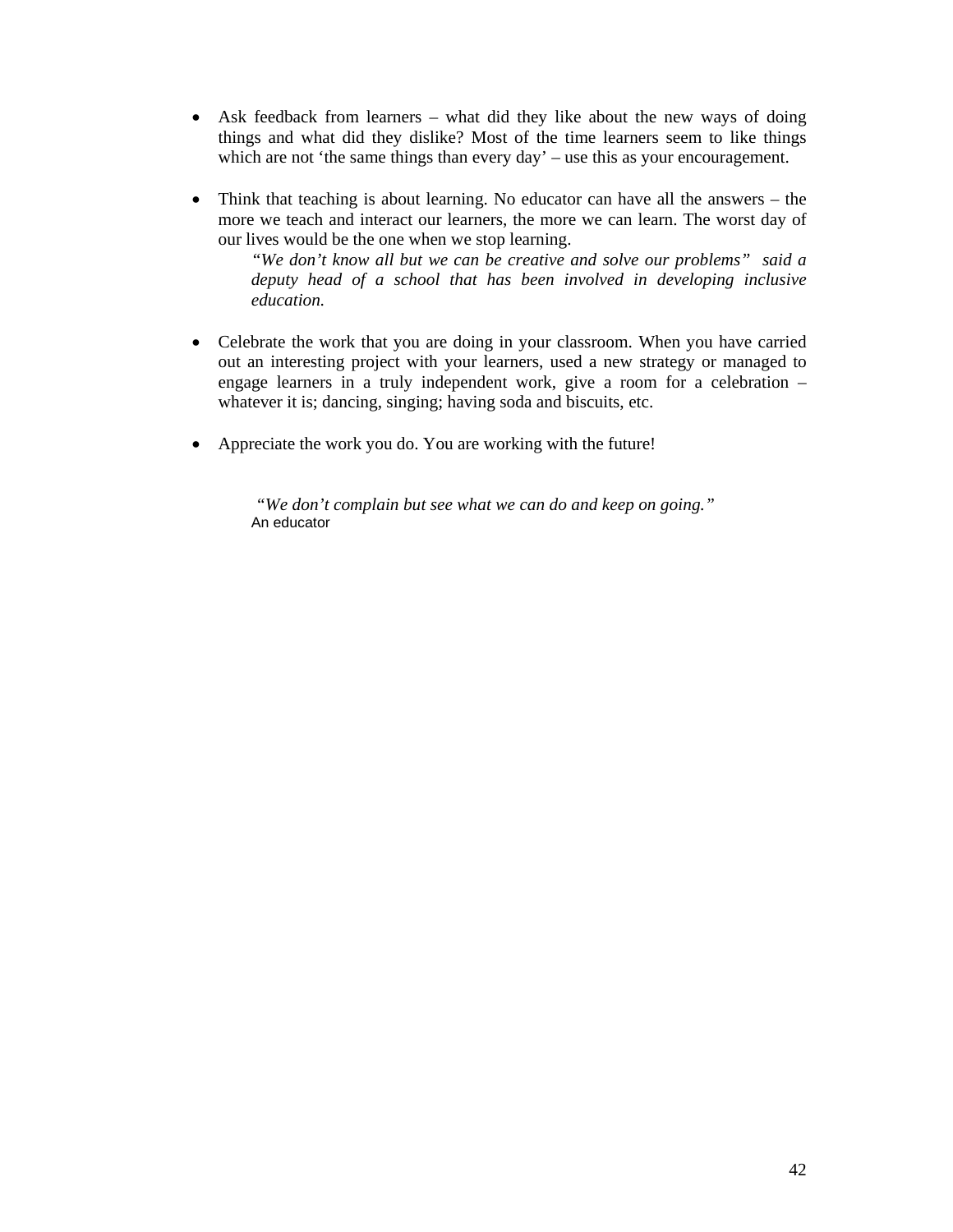- Ask feedback from learners – what did they like about the new ways of doing things and what did they dislike? Most of the time learners seem to like things which are not 'the same things than every day' – use this as your encouragement.

- Think that teaching is about learning. No educator can have all the answers – the more we teach and interact our learners, the more we can learn. The worst day of our lives would be the one when we stop learning.

  *"We don't know all but we can be creative and solve our problems" said a deputy head of a school that has been involved in developing inclusive education.*

- Celebrate the work that you are doing in your classroom. When you have carried out an interesting project with your learners, used a new strategy or managed to engage learners in a truly independent work, give a room for a celebration – whatever it is; dancing, singing; having soda and biscuits, etc.

- Appreciate the work you do. You are working with the future!

> *"We don't complain but see what we can do and keep on going."*
> An educator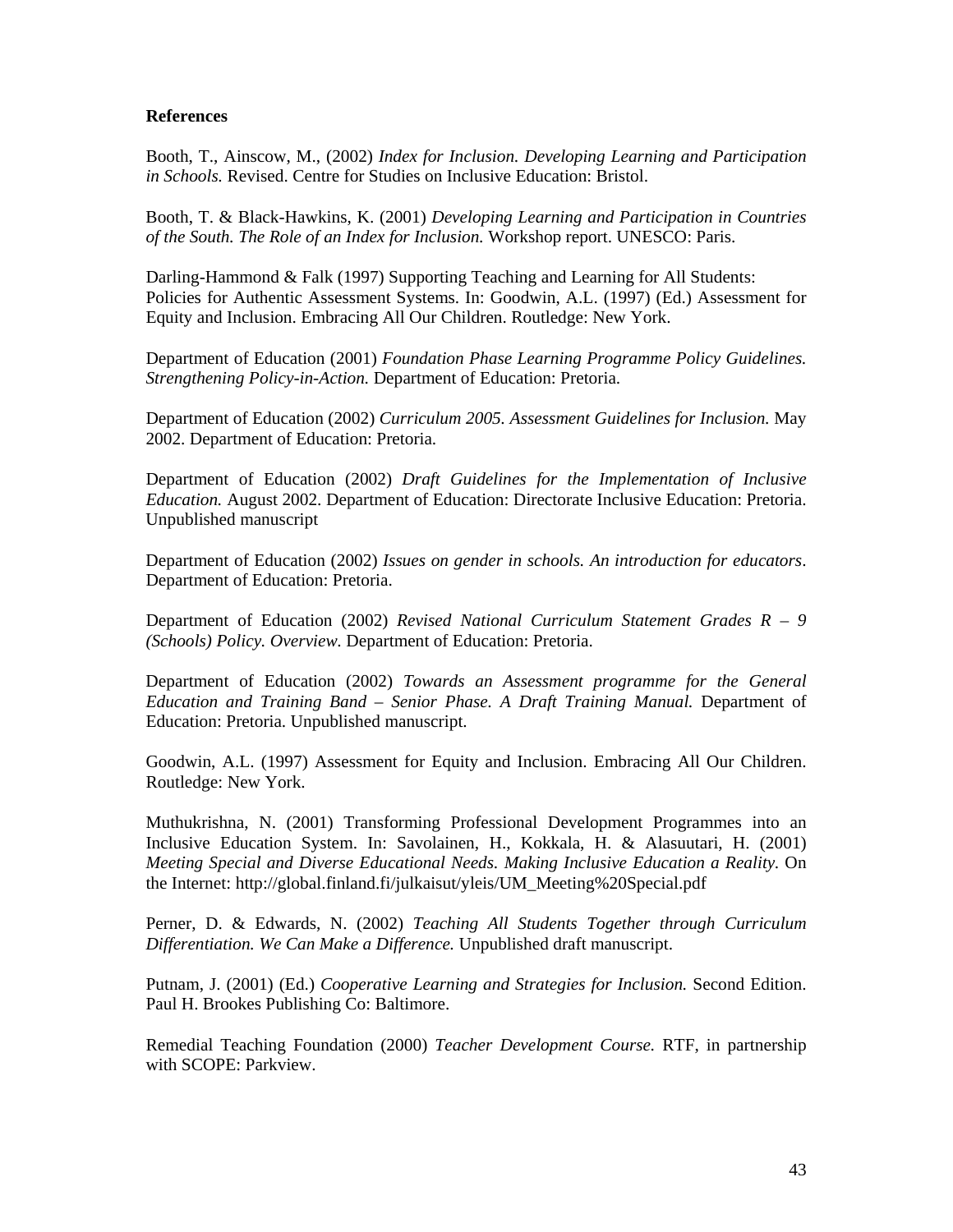**References**

Booth, T., Ainscow, M., (2002) *Index for Inclusion. Developing Learning and Participation in Schools.* Revised. Centre for Studies on Inclusive Education: Bristol.

Booth, T. & Black-Hawkins, K. (2001) *Developing Learning and Participation in Countries of the South. The Role of an Index for Inclusion.* Workshop report. UNESCO: Paris.

Darling-Hammond & Falk (1997) Supporting Teaching and Learning for All Students: Policies for Authentic Assessment Systems. In: Goodwin, A.L. (1997) (Ed.) Assessment for Equity and Inclusion. Embracing All Our Children. Routledge: New York.

Department of Education (2001) *Foundation Phase Learning Programme Policy Guidelines. Strengthening Policy-in-Action.* Department of Education: Pretoria.

Department of Education (2002) *Curriculum 2005. Assessment Guidelines for Inclusion.* May 2002. Department of Education: Pretoria.

Department of Education (2002) *Draft Guidelines for the Implementation of Inclusive Education.* August 2002. Department of Education: Directorate Inclusive Education: Pretoria. Unpublished manuscript

Department of Education (2002) *Issues on gender in schools. An introduction for educators*. Department of Education: Pretoria.

Department of Education (2002) *Revised National Curriculum Statement Grades R – 9 (Schools) Policy. Overview.* Department of Education: Pretoria.

Department of Education (2002) *Towards an Assessment programme for the General Education and Training Band – Senior Phase. A Draft Training Manual.* Department of Education: Pretoria. Unpublished manuscript.

Goodwin, A.L. (1997) Assessment for Equity and Inclusion. Embracing All Our Children. Routledge: New York.

Muthukrishna, N. (2001) Transforming Professional Development Programmes into an Inclusive Education System. In: Savolainen, H., Kokkala, H. & Alasuutari, H. (2001) *Meeting Special and Diverse Educational Needs. Making Inclusive Education a Reality.* On the Internet: http://global.finland.fi/julkaisut/yleis/UM_Meeting%20Special.pdf

Perner, D. & Edwards, N. (2002) *Teaching All Students Together through Curriculum Differentiation. We Can Make a Difference.* Unpublished draft manuscript.

Putnam, J. (2001) (Ed.) *Cooperative Learning and Strategies for Inclusion.* Second Edition. Paul H. Brookes Publishing Co: Baltimore.

Remedial Teaching Foundation (2000) *Teacher Development Course.* RTF, in partnership with SCOPE: Parkview.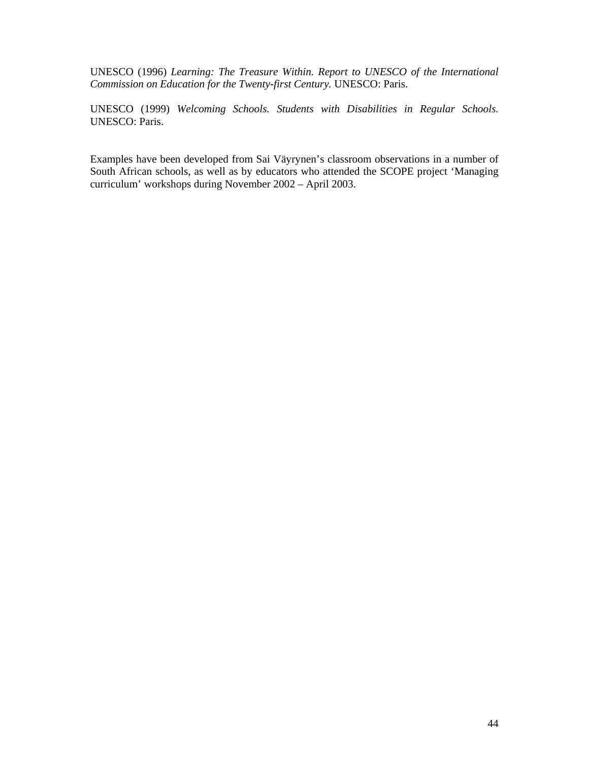UNESCO (1996) *Learning: The Treasure Within. Report to UNESCO of the International Commission on Education for the Twenty-first Century.* UNESCO: Paris.

UNESCO (1999) *Welcoming Schools. Students with Disabilities in Regular Schools.* UNESCO: Paris.

Examples have been developed from Sai Väyrynen's classroom observations in a number of South African schools, as well as by educators who attended the SCOPE project 'Managing curriculum' workshops during November 2002 – April 2003.